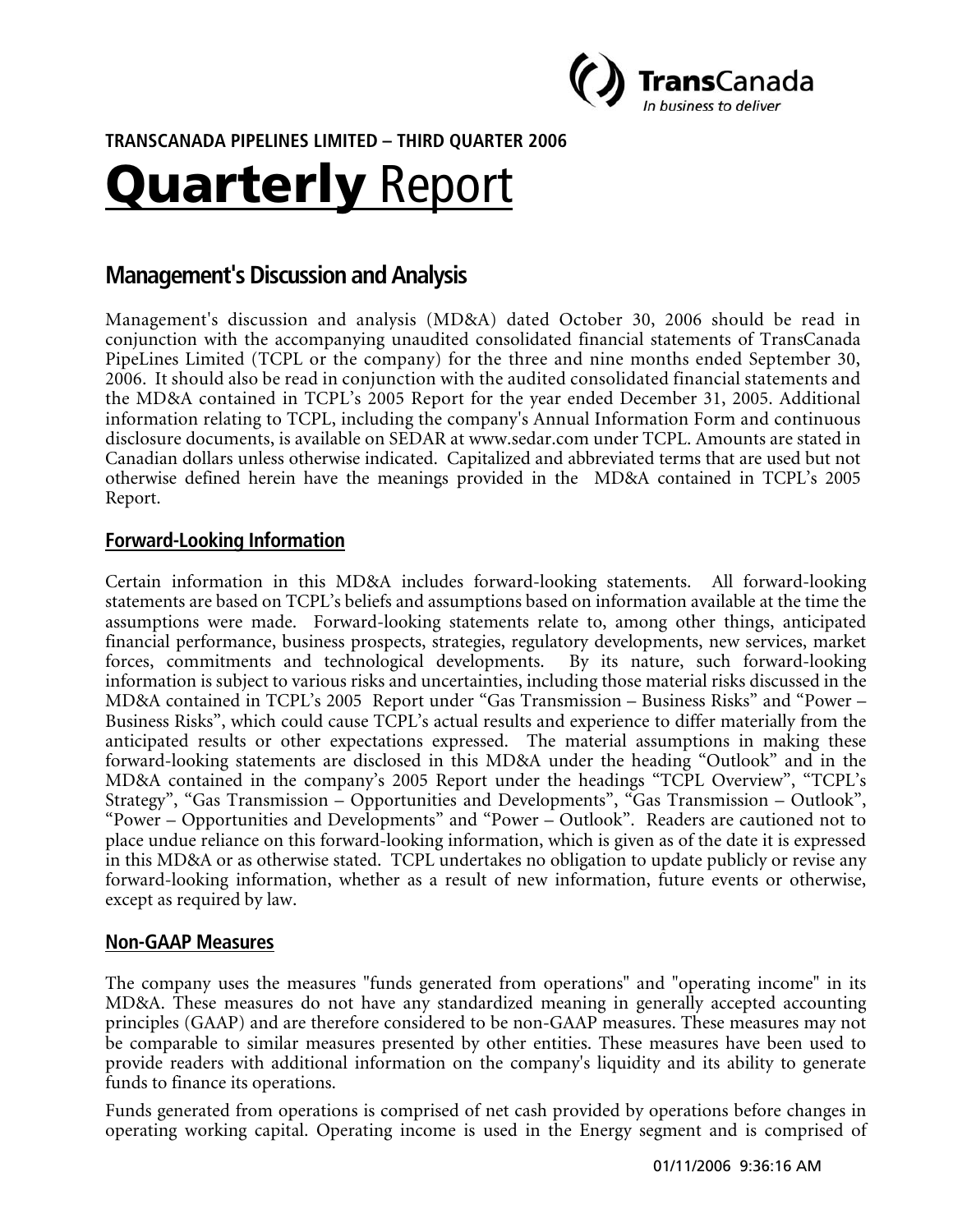**TRANSCANADA PIPELINES LIMITED – THIRD QUARTER 2006**

# Quarterly Report

## Management's Discussion and Analysis

Management's discussion and analysis (MD&A) dated October 30, 2006 should be read in conjunction with the accompanying unaudited consolidated financial statements of TransCanada PipeLines Limited (TCPL or the company) for the three and nine months ended September 30, 2006. It should also be read in conjunction with the audited consolidated financial statements and the MD&A contained in TCPL's 2005 Report for the year ended December 31, 2005. Additional information relating to TCPL, including the company's Annual Information Form and continuous disclosure documents, is available on SEDAR at www.sedar.com under TCPL. Amounts are stated in Canadian dollars unless otherwise indicated. Capitalized and abbreviated terms that are used but not otherwise defined herein have the meanings provided in the MD&A contained in TCPL's 2005 Report.

### Forward-Looking Information

Certain information in this MD&A includes forward-looking statements. All forward-looking statements are based on TCPL's beliefs and assumptions based on information available at the time the assumptions were made. Forward-looking statements relate to, among other things, anticipated financial performance, business prospects, strategies, regulatory developments, new services, market forces, commitments and technological developments. By its nature, such forward-looking information is subject to various risks and uncertainties, including those material risks discussed in the MD&A contained in TCPL's 2005 Report under "Gas Transmission – Business Risks" and "Power – Business Risks", which could cause TCPL's actual results and experience to differ materially from the anticipated results or other expectations expressed. The material assumptions in making these forward-looking statements are disclosed in this MD&A under the heading "Outlook" and in the MD&A contained in the company's 2005 Report under the headings "TCPL Overview", "TCPL's Strategy", "Gas Transmission – Opportunities and Developments", "Gas Transmission – Outlook", "Power – Opportunities and Developments" and "Power – Outlook". Readers are cautioned not to place undue reliance on this forward-looking information, which is given as of the date it is expressed in this MD&A or as otherwise stated. TCPL undertakes no obligation to update publicly or revise any forward-looking information, whether as a result of new information, future events or otherwise, except as required by law.

### Non-GAAP Measures

The company uses the measures "funds generated from operations" and "operating income" in its MD&A. These measures do not have any standardized meaning in generally accepted accounting principles (GAAP) and are therefore considered to be non-GAAP measures. These measures may not be comparable to similar measures presented by other entities. These measures have been used to provide readers with additional information on the company's liquidity and its ability to generate funds to finance its operations.

Funds generated from operations is comprised of net cash provided by operations before changes in operating working capital. Operating income is used in the Energy segment and is comprised of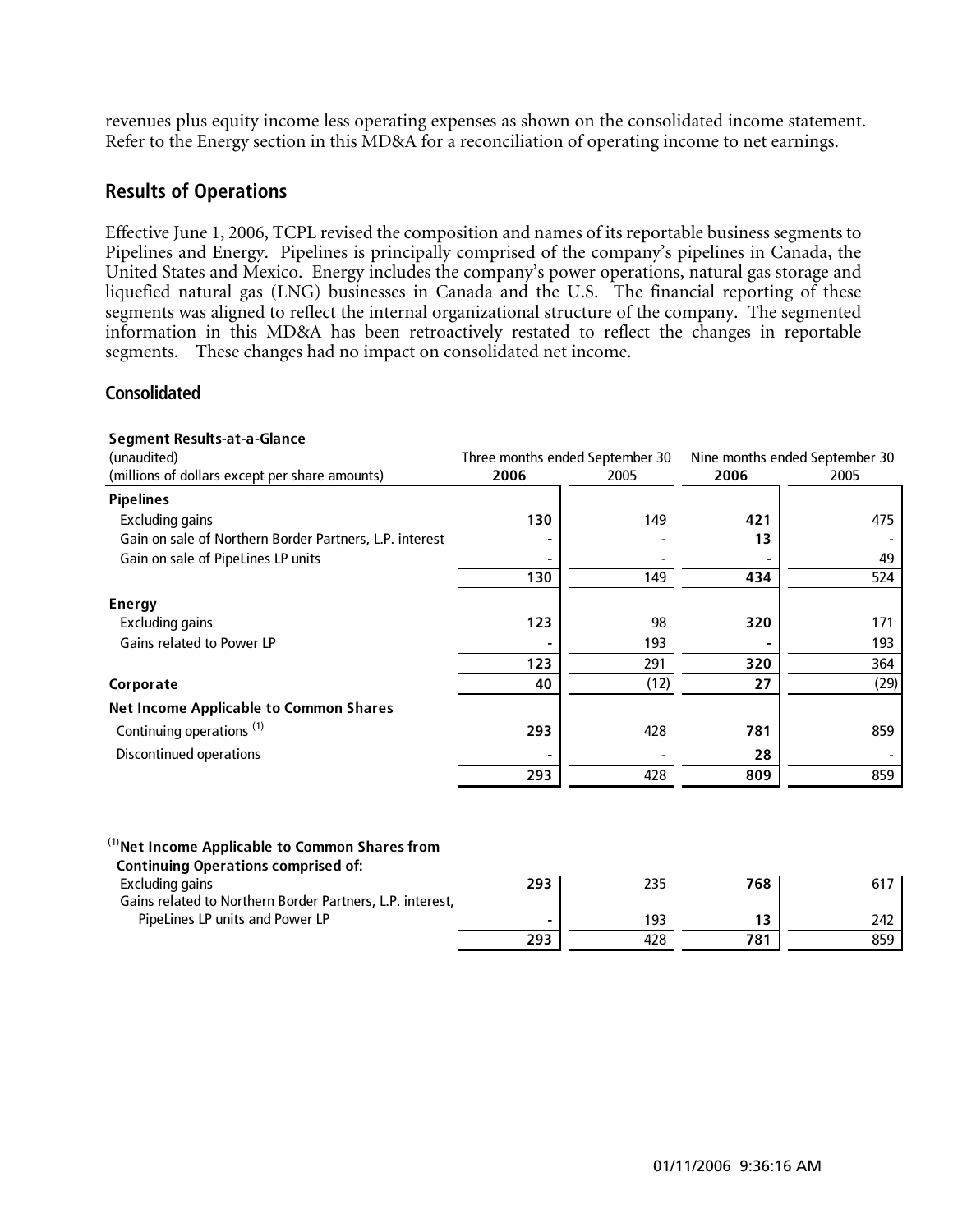revenues plus equity income less operating expenses as shown on the consolidated income statement. Refer to the Energy section in this MD&A for a reconciliation of operating income to net earnings.

## Results of Operations

Effective June 1, 2006, TCPL revised the composition and names of its reportable business segments to Pipelines and Energy. Pipelines is principally comprised of the company's pipelines in Canada, the United States and Mexico. Energy includes the company's power operations, natural gas storage and liquefied natural gas (LNG) businesses in Canada and the U.S. The financial reporting of these segments was aligned to reflect the internal organizational structure of the company. The segmented information in this MD&A has been retroactively restated to reflect the changes in reportable segments. These changes had no impact on consolidated net income.

### Consolidated

| **Segment Results-at-a-Glance**<br>(unaudited)<br>(millions of dollars except per share amounts) | Three months ended September 30<br>**2006** | <br>2005 | Nine months ended September 30<br>**2006** | <br>2005 |
|---|---|---|---|---|
| **Pipelines** | | | | |
| Excluding gains | **130** | 149 | **421** | 475 |
| Gain on sale of Northern Border Partners, L.P. interest | **-** | - | **13** | - |
| Gain on sale of PipeLines LP units | **-** | - | **-** | 49 |
| | **130** | 149 | **434** | 524 |
| **Energy** | | | | |
| Excluding gains | **123** | 98 | **320** | 171 |
| Gains related to Power LP | **-** | 193 | **-** | 193 |
| | **123** | 291 | **320** | 364 |
| **Corporate** | **40** | (12) | **27** | (29) |
| **Net Income Applicable to Common Shares** | | | | |
| Continuing operations [(1)] | **293** | 428 | **781** | 859 |
| Discontinued operations | **-** | - | **28** | - |
| | **293** | 428 | **809** | 859 |

| [(1)] **Net Income Applicable to Common Shares from Continuing Operations comprised of:** | | | | |
|---|---|---|---|---|
| Excluding gains | **293** | 235 | **768** | 617 |
| Gains related to Northern Border Partners, L.P. interest, PipeLines LP units and Power LP | **-** | 193 | **13** | 242 |
| | **293** | 428 | **781** | 859 |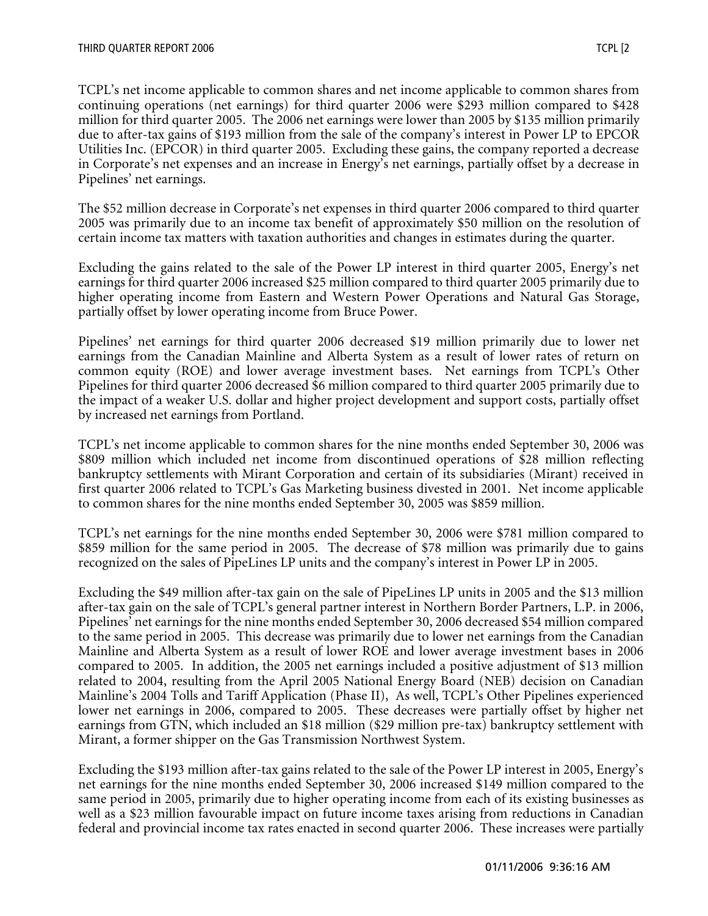TCPL's net income applicable to common shares and net income applicable to common shares from continuing operations (net earnings) for third quarter 2006 were $293 million compared to $428 million for third quarter 2005. The 2006 net earnings were lower than 2005 by $135 million primarily due to after-tax gains of $193 million from the sale of the company's interest in Power LP to EPCOR Utilities Inc. (EPCOR) in third quarter 2005. Excluding these gains, the company reported a decrease in Corporate's net expenses and an increase in Energy's net earnings, partially offset by a decrease in Pipelines' net earnings.

The $52 million decrease in Corporate's net expenses in third quarter 2006 compared to third quarter 2005 was primarily due to an income tax benefit of approximately $50 million on the resolution of certain income tax matters with taxation authorities and changes in estimates during the quarter.

Excluding the gains related to the sale of the Power LP interest in third quarter 2005, Energy's net earnings for third quarter 2006 increased $25 million compared to third quarter 2005 primarily due to higher operating income from Eastern and Western Power Operations and Natural Gas Storage, partially offset by lower operating income from Bruce Power.

Pipelines' net earnings for third quarter 2006 decreased $19 million primarily due to lower net earnings from the Canadian Mainline and Alberta System as a result of lower rates of return on common equity (ROE) and lower average investment bases. Net earnings from TCPL's Other Pipelines for third quarter 2006 decreased $6 million compared to third quarter 2005 primarily due to the impact of a weaker U.S. dollar and higher project development and support costs, partially offset by increased net earnings from Portland.

TCPL's net income applicable to common shares for the nine months ended September 30, 2006 was $809 million which included net income from discontinued operations of $28 million reflecting bankruptcy settlements with Mirant Corporation and certain of its subsidiaries (Mirant) received in first quarter 2006 related to TCPL's Gas Marketing business divested in 2001. Net income applicable to common shares for the nine months ended September 30, 2005 was $859 million.

TCPL's net earnings for the nine months ended September 30, 2006 were $781 million compared to $859 million for the same period in 2005. The decrease of $78 million was primarily due to gains recognized on the sales of PipeLines LP units and the company's interest in Power LP in 2005.

Excluding the $49 million after-tax gain on the sale of PipeLines LP units in 2005 and the $13 million after-tax gain on the sale of TCPL's general partner interest in Northern Border Partners, L.P. in 2006, Pipelines' net earnings for the nine months ended September 30, 2006 decreased $54 million compared to the same period in 2005. This decrease was primarily due to lower net earnings from the Canadian Mainline and Alberta System as a result of lower ROE and lower average investment bases in 2006 compared to 2005. In addition, the 2005 net earnings included a positive adjustment of $13 million related to 2004, resulting from the April 2005 National Energy Board (NEB) decision on Canadian Mainline's 2004 Tolls and Tariff Application (Phase II), As well, TCPL's Other Pipelines experienced lower net earnings in 2006, compared to 2005. These decreases were partially offset by higher net earnings from GTN, which included an $18 million ($29 million pre-tax) bankruptcy settlement with Mirant, a former shipper on the Gas Transmission Northwest System.

Excluding the $193 million after-tax gains related to the sale of the Power LP interest in 2005, Energy's net earnings for the nine months ended September 30, 2006 increased $149 million compared to the same period in 2005, primarily due to higher operating income from each of its existing businesses as well as a $23 million favourable impact on future income taxes arising from reductions in Canadian federal and provincial income tax rates enacted in second quarter 2006. These increases were partially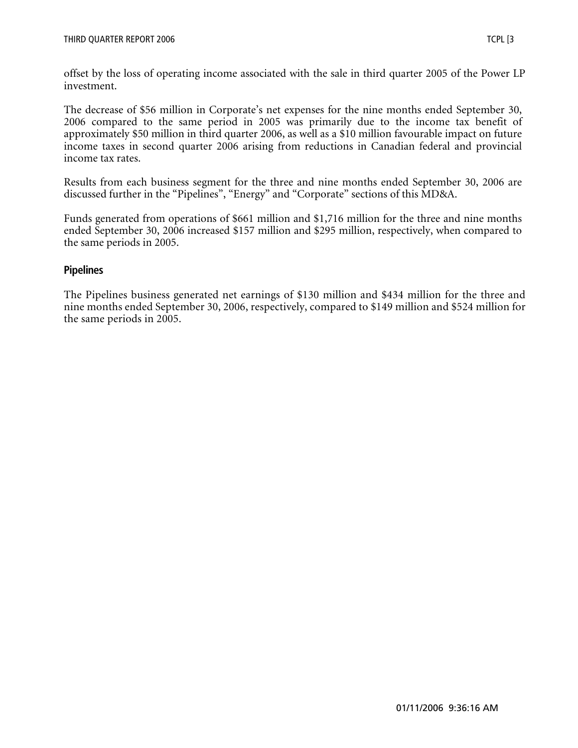offset by the loss of operating income associated with the sale in third quarter 2005 of the Power LP investment.

The decrease of $56 million in Corporate's net expenses for the nine months ended September 30, 2006 compared to the same period in 2005 was primarily due to the income tax benefit of approximately $50 million in third quarter 2006, as well as a $10 million favourable impact on future income taxes in second quarter 2006 arising from reductions in Canadian federal and provincial income tax rates.

Results from each business segment for the three and nine months ended September 30, 2006 are discussed further in the "Pipelines", "Energy" and "Corporate" sections of this MD&A.

Funds generated from operations of $661 million and $1,716 million for the three and nine months ended September 30, 2006 increased $157 million and $295 million, respectively, when compared to the same periods in 2005.

## Pipelines

The Pipelines business generated net earnings of $130 million and $434 million for the three and nine months ended September 30, 2006, respectively, compared to $149 million and $524 million for the same periods in 2005.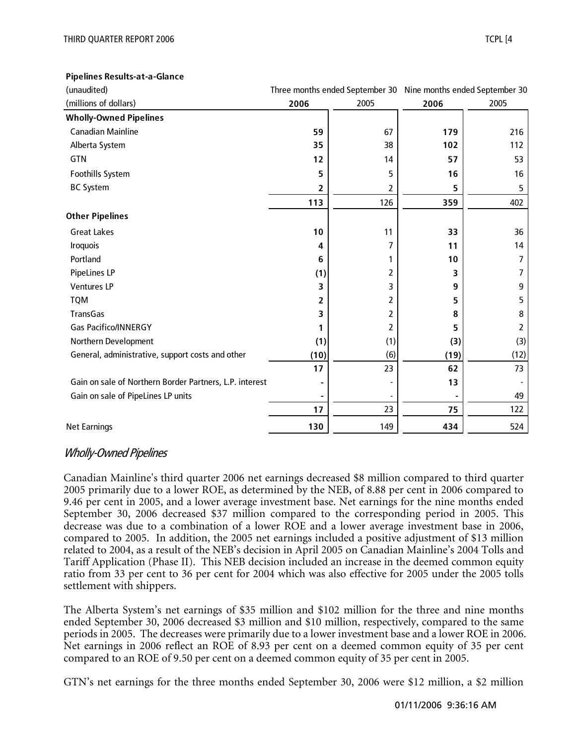**Pipelines Results-at-a-Glance**

| (unaudited) | Three months ended September 30 | | Nine months ended September 30 | |
|---|---|---|---|---|
| (millions of dollars) | **2006** | 2005 | **2006** | 2005 |
| **Wholly-Owned Pipelines** | | | | |
| Canadian Mainline | **59** | 67 | **179** | 216 |
| Alberta System | **35** | 38 | **102** | 112 |
| GTN | **12** | 14 | **57** | 53 |
| Foothills System | **5** | 5 | **16** | 16 |
| BC System | **2** | 2 | **5** | 5 |
| | **113** | 126 | **359** | 402 |
| **Other Pipelines** | | | | |
| Great Lakes | **10** | 11 | **33** | 36 |
| Iroquois | **4** | 7 | **11** | 14 |
| Portland | **6** | 1 | **10** | 7 |
| PipeLines LP | **(1)** | 2 | **3** | 7 |
| Ventures LP | **3** | 3 | **9** | 9 |
| TQM | **2** | 2 | **5** | 5 |
| TransGas | **3** | 2 | **8** | 8 |
| Gas Pacifico/INNERGY | **1** | 2 | **5** | 2 |
| Northern Development | **(1)** | (1) | **(3)** | (3) |
| General, administrative, support costs and other | **(10)** | (6) | **(19)** | (12) |
| | **17** | 23 | **62** | 73 |
| Gain on sale of Northern Border Partners, L.P. interest | **-** | - | **13** | - |
| Gain on sale of PipeLines LP units | **-** | - | **-** | 49 |
| | **17** | 23 | **75** | 122 |
| Net Earnings | **130** | 149 | **434** | 524 |

## *Wholly-Owned Pipelines*

Canadian Mainline's third quarter 2006 net earnings decreased $8 million compared to third quarter 2005 primarily due to a lower ROE, as determined by the NEB, of 8.88 per cent in 2006 compared to 9.46 per cent in 2005, and a lower average investment base. Net earnings for the nine months ended September 30, 2006 decreased $37 million compared to the corresponding period in 2005. This decrease was due to a combination of a lower ROE and a lower average investment base in 2006, compared to 2005. In addition, the 2005 net earnings included a positive adjustment of $13 million related to 2004, as a result of the NEB's decision in April 2005 on Canadian Mainline's 2004 Tolls and Tariff Application (Phase II). This NEB decision included an increase in the deemed common equity ratio from 33 per cent to 36 per cent for 2004 which was also effective for 2005 under the 2005 tolls settlement with shippers.

The Alberta System's net earnings of $35 million and $102 million for the three and nine months ended September 30, 2006 decreased $3 million and $10 million, respectively, compared to the same periods in 2005. The decreases were primarily due to a lower investment base and a lower ROE in 2006. Net earnings in 2006 reflect an ROE of 8.93 per cent on a deemed common equity of 35 per cent compared to an ROE of 9.50 per cent on a deemed common equity of 35 per cent in 2005.

GTN's net earnings for the three months ended September 30, 2006 were $12 million, a $2 million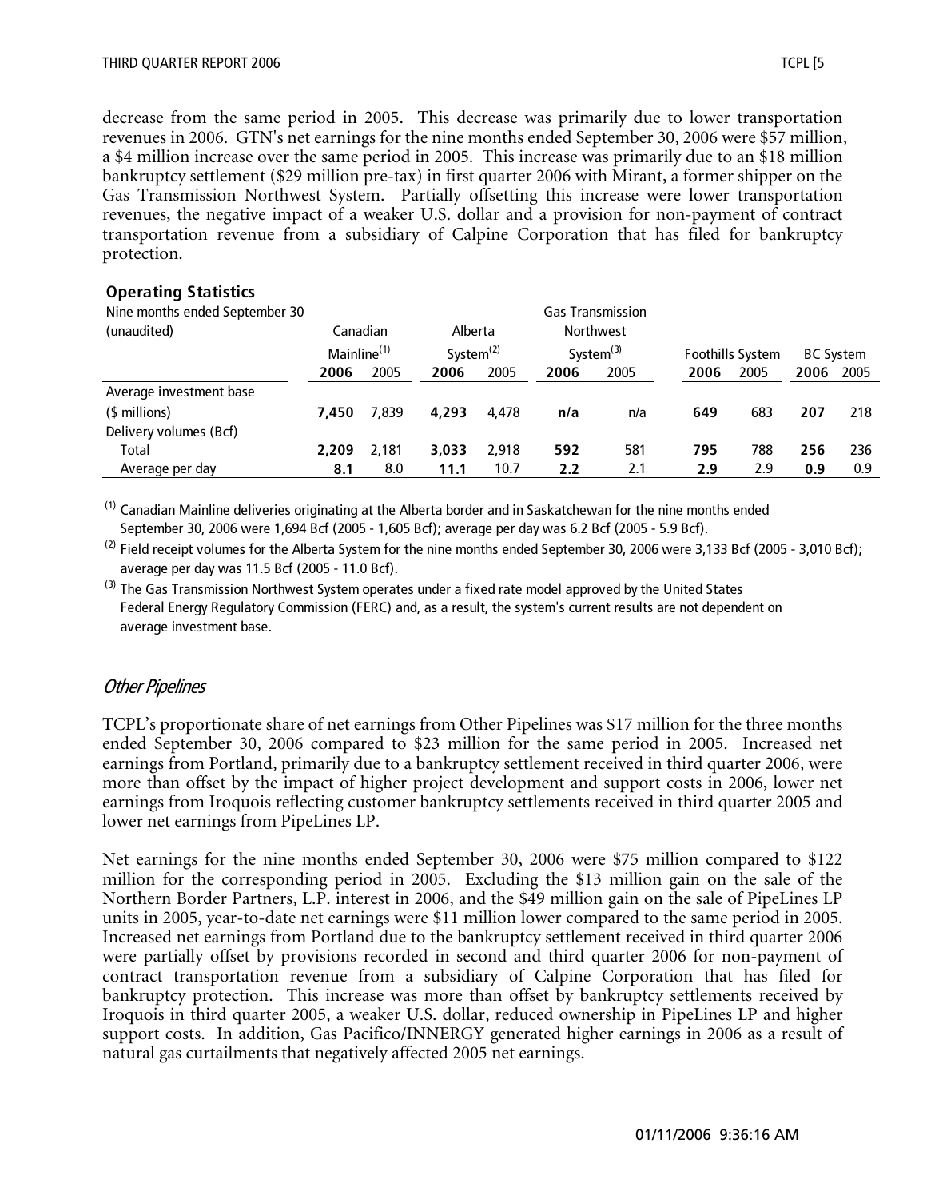decrease from the same period in 2005. This decrease was primarily due to lower transportation revenues in 2006. GTN's net earnings for the nine months ended September 30, 2006 were $57 million, a $4 million increase over the same period in 2005. This increase was primarily due to an $18 million bankruptcy settlement ($29 million pre-tax) in first quarter 2006 with Mirant, a former shipper on the Gas Transmission Northwest System. Partially offsetting this increase were lower transportation revenues, the negative impact of a weaker U.S. dollar and a provision for non-payment of contract transportation revenue from a subsidiary of Calpine Corporation that has filed for bankruptcy protection.

**Operating Statistics**

| Nine months ended September 30 (unaudited) | Canadian Mainline[(1)] | | Alberta System[(2)] | | Gas Transmission Northwest System[(3)] | | Foothills System | | BC System | |
|---|---|---|---|---|---|---|---|---|---|---|
| | **2006** | 2005 | **2006** | 2005 | **2006** | 2005 | **2006** | 2005 | **2006** | 2005 |
| Average investment base ($ millions) | **7,450** | 7,839 | **4,293** | 4,478 | **n/a** | n/a | **649** | 683 | **207** | 218 |
| Delivery volumes (Bcf) | | | | | | | | | | |
| Total | **2,209** | 2,181 | **3,033** | 2,918 | **592** | 581 | **795** | 788 | **256** | 236 |
| Average per day | **8.1** | 8.0 | **11.1** | 10.7 | **2.2** | 2.1 | **2.9** | 2.9 | **0.9** | 0.9 |

(1) Canadian Mainline deliveries originating at the Alberta border and in Saskatchewan for the nine months ended September 30, 2006 were 1,694 Bcf (2005 - 1,605 Bcf); average per day was 6.2 Bcf (2005 - 5.9 Bcf).

(2) Field receipt volumes for the Alberta System for the nine months ended September 30, 2006 were 3,133 Bcf (2005 - 3,010 Bcf); average per day was 11.5 Bcf (2005 - 11.0 Bcf).

(3) The Gas Transmission Northwest System operates under a fixed rate model approved by the United States Federal Energy Regulatory Commission (FERC) and, as a result, the system's current results are not dependent on average investment base.

## *Other Pipelines*

TCPL's proportionate share of net earnings from Other Pipelines was $17 million for the three months ended September 30, 2006 compared to $23 million for the same period in 2005. Increased net earnings from Portland, primarily due to a bankruptcy settlement received in third quarter 2006, were more than offset by the impact of higher project development and support costs in 2006, lower net earnings from Iroquois reflecting customer bankruptcy settlements received in third quarter 2005 and lower net earnings from PipeLines LP.

Net earnings for the nine months ended September 30, 2006 were $75 million compared to $122 million for the corresponding period in 2005. Excluding the $13 million gain on the sale of the Northern Border Partners, L.P. interest in 2006, and the $49 million gain on the sale of PipeLines LP units in 2005, year-to-date net earnings were $11 million lower compared to the same period in 2005. Increased net earnings from Portland due to the bankruptcy settlement received in third quarter 2006 were partially offset by provisions recorded in second and third quarter 2006 for non-payment of contract transportation revenue from a subsidiary of Calpine Corporation that has filed for bankruptcy protection. This increase was more than offset by bankruptcy settlements received by Iroquois in third quarter 2005, a weaker U.S. dollar, reduced ownership in PipeLines LP and higher support costs. In addition, Gas Pacifico/INNERGY generated higher earnings in 2006 as a result of natural gas curtailments that negatively affected 2005 net earnings.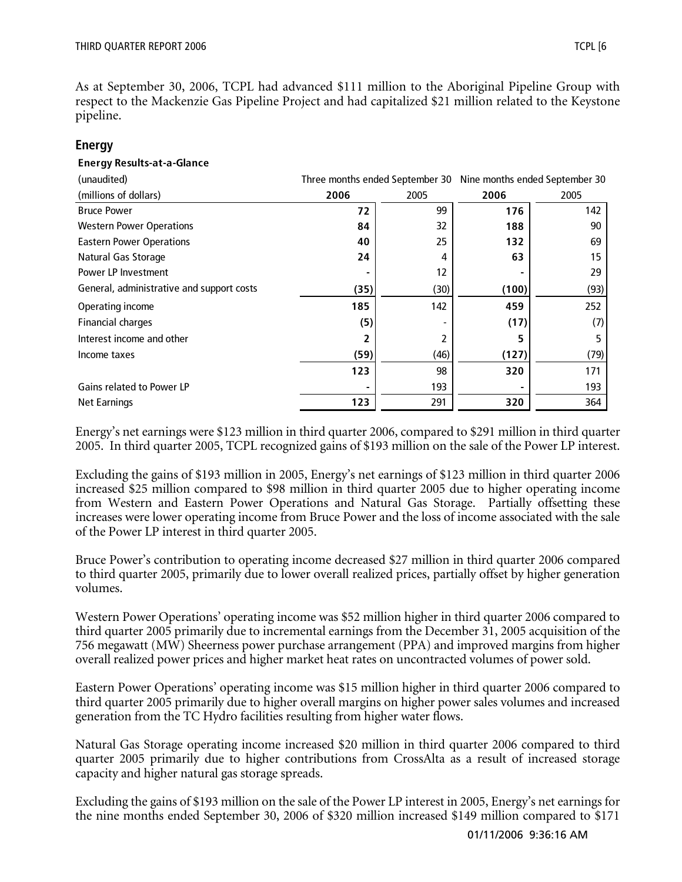As at September 30, 2006, TCPL had advanced $111 million to the Aboriginal Pipeline Group with respect to the Mackenzie Gas Pipeline Project and had capitalized $21 million related to the Keystone pipeline.

## Energy

**Energy Results-at-a-Glance**

| (unaudited) | Three months ended September 30 | | Nine months ended September 30 | |
|---|---|---|---|---|
| (millions of dollars) | **2006** | 2005 | **2006** | 2005 |
| Bruce Power | **72** | 99 | **176** | 142 |
| Western Power Operations | **84** | 32 | **188** | 90 |
| Eastern Power Operations | **40** | 25 | **132** | 69 |
| Natural Gas Storage | **24** | 4 | **63** | 15 |
| Power LP Investment | **-** | 12 | **-** | 29 |
| General, administrative and support costs | **(35)** | (30) | **(100)** | (93) |
| Operating income | **185** | 142 | **459** | 252 |
| Financial charges | **(5)** | - | **(17)** | (7) |
| Interest income and other | **2** | 2 | **5** | 5 |
| Income taxes | **(59)** | (46) | **(127)** | (79) |
| | **123** | 98 | **320** | 171 |
| Gains related to Power LP | **-** | 193 | **-** | 193 |
| Net Earnings | **123** | 291 | **320** | 364 |

Energy's net earnings were $123 million in third quarter 2006, compared to $291 million in third quarter 2005. In third quarter 2005, TCPL recognized gains of $193 million on the sale of the Power LP interest.

Excluding the gains of $193 million in 2005, Energy's net earnings of $123 million in third quarter 2006 increased $25 million compared to $98 million in third quarter 2005 due to higher operating income from Western and Eastern Power Operations and Natural Gas Storage. Partially offsetting these increases were lower operating income from Bruce Power and the loss of income associated with the sale of the Power LP interest in third quarter 2005.

Bruce Power's contribution to operating income decreased $27 million in third quarter 2006 compared to third quarter 2005, primarily due to lower overall realized prices, partially offset by higher generation volumes.

Western Power Operations' operating income was $52 million higher in third quarter 2006 compared to third quarter 2005 primarily due to incremental earnings from the December 31, 2005 acquisition of the 756 megawatt (MW) Sheerness power purchase arrangement (PPA) and improved margins from higher overall realized power prices and higher market heat rates on uncontracted volumes of power sold.

Eastern Power Operations' operating income was $15 million higher in third quarter 2006 compared to third quarter 2005 primarily due to higher overall margins on higher power sales volumes and increased generation from the TC Hydro facilities resulting from higher water flows.

Natural Gas Storage operating income increased $20 million in third quarter 2006 compared to third quarter 2005 primarily due to higher contributions from CrossAlta as a result of increased storage capacity and higher natural gas storage spreads.

Excluding the gains of $193 million on the sale of the Power LP interest in 2005, Energy's net earnings for the nine months ended September 30, 2006 of $320 million increased $149 million compared to $171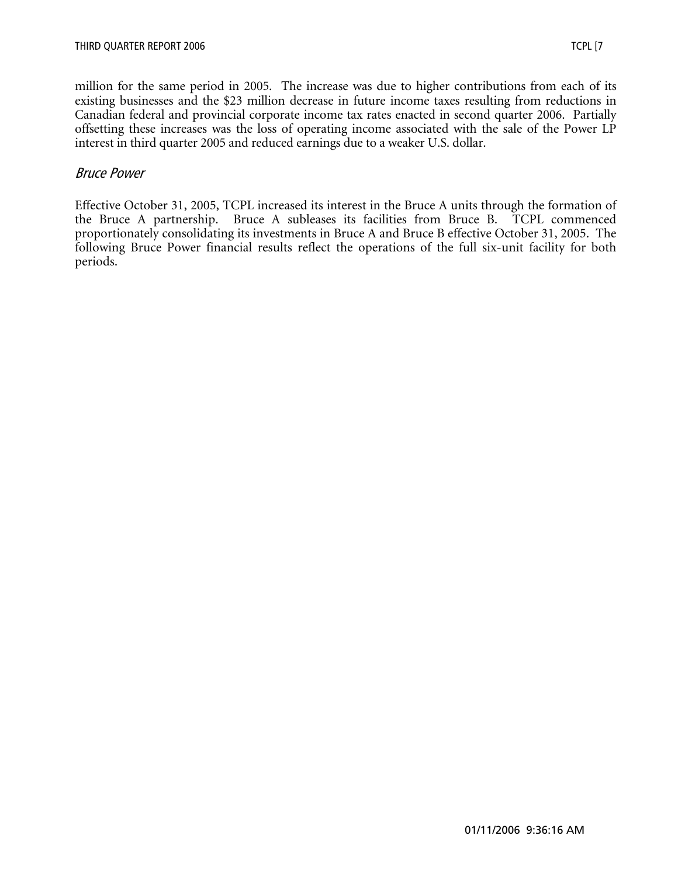million for the same period in 2005. The increase was due to higher contributions from each of its existing businesses and the $23 million decrease in future income taxes resulting from reductions in Canadian federal and provincial corporate income tax rates enacted in second quarter 2006. Partially offsetting these increases was the loss of operating income associated with the sale of the Power LP interest in third quarter 2005 and reduced earnings due to a weaker U.S. dollar.

### *Bruce Power*

Effective October 31, 2005, TCPL increased its interest in the Bruce A units through the formation of the Bruce A partnership. Bruce A subleases its facilities from Bruce B. TCPL commenced proportionately consolidating its investments in Bruce A and Bruce B effective October 31, 2005. The following Bruce Power financial results reflect the operations of the full six-unit facility for both periods.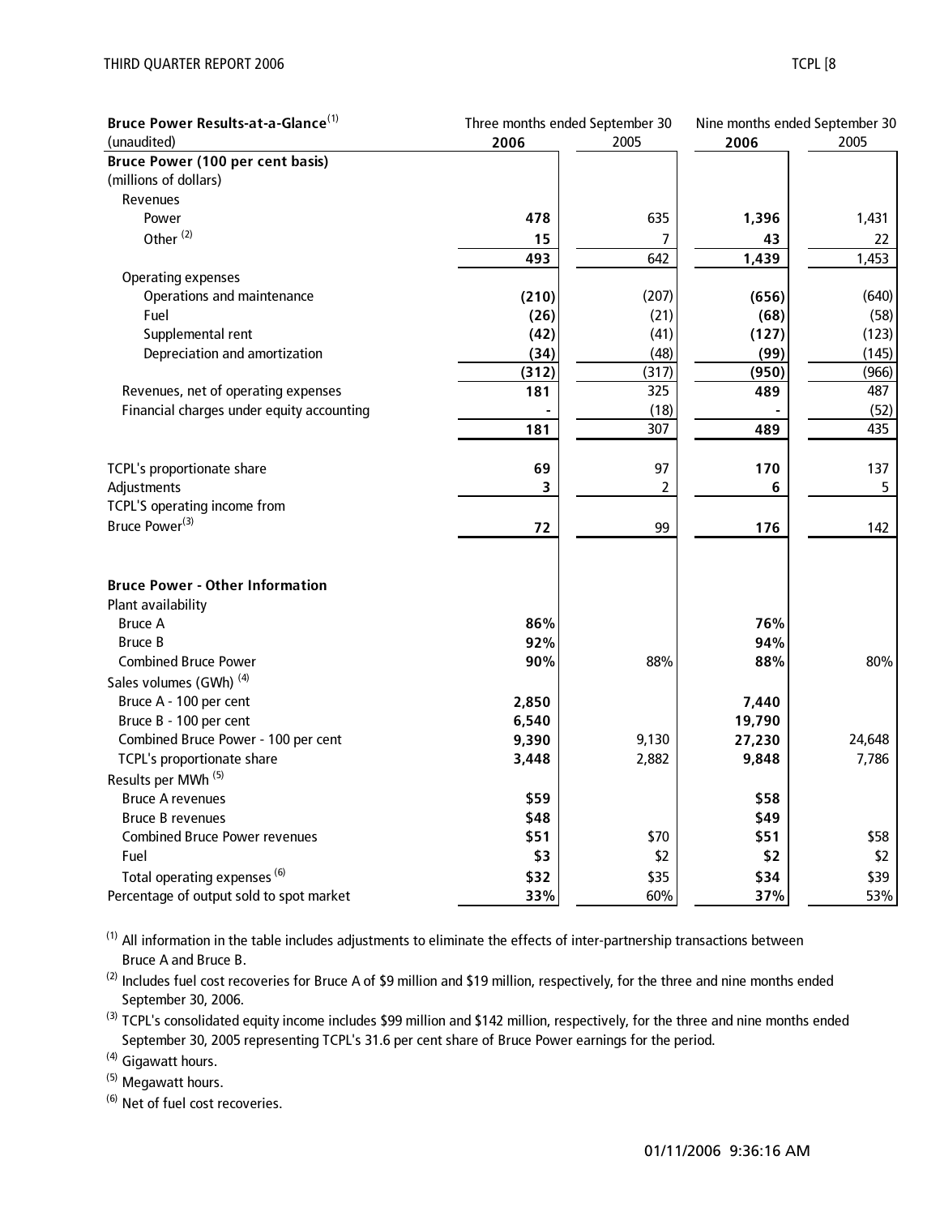| Bruce Power Results-at-a-Glance[1] (unaudited) | Three months ended September 30 2006 | 2005 | Nine months ended September 30 2006 | 2005 |
|---|---|---|---|---|
| **Bruce Power (100 per cent basis)** | | | | |
| (millions of dollars) | | | | |
| Revenues | | | | |
| Power | **478** | 635 | **1,396** | 1,431 |
| Other [2] | **15** | 7 | **43** | 22 |
| | **493** | 642 | **1,439** | 1,453 |
| Operating expenses | | | | |
| Operations and maintenance | **(210)** | (207) | **(656)** | (640) |
| Fuel | **(26)** | (21) | **(68)** | (58) |
| Supplemental rent | **(42)** | (41) | **(127)** | (123) |
| Depreciation and amortization | **(34)** | (48) | **(99)** | (145) |
| | **(312)** | (317) | **(950)** | (966) |
| Revenues, net of operating expenses | **181** | 325 | **489** | 487 |
| Financial charges under equity accounting | **-** | (18) | **-** | (52) |
| | **181** | 307 | **489** | 435 |
| | | | | |
| TCPL's proportionate share | **69** | 97 | **170** | 137 |
| Adjustments | **3** | 2 | **6** | 5 |
| TCPL'S operating income from Bruce Power[3] | **72** | 99 | **176** | 142 |
| | | | | |
| **Bruce Power - Other Information** | | | | |
| Plant availability | | | | |
| Bruce A | **86%** | | **76%** | |
| Bruce B | **92%** | | **94%** | |
| Combined Bruce Power | **90%** | 88% | **88%** | 80% |
| Sales volumes (GWh) [4] | | | | |
| Bruce A - 100 per cent | **2,850** | | **7,440** | |
| Bruce B - 100 per cent | **6,540** | | **19,790** | |
| Combined Bruce Power - 100 per cent | **9,390** | 9,130 | **27,230** | 24,648 |
| TCPL's proportionate share | **3,448** | 2,882 | **9,848** | 7,786 |
| Results per MWh [5] | | | | |
| Bruce A revenues | **$59** | | **$58** | |
| Bruce B revenues | **$48** | | **$49** | |
| Combined Bruce Power revenues | **$51** | $70 | **$51** | $58 |
| Fuel | **$3** | $2 | **$2** | $2 |
| Total operating expenses [6] | **$32** | $35 | **$34** | $39 |
| Percentage of output sold to spot market | **33%** | 60% | **37%** | 53% |

[1] All information in the table includes adjustments to eliminate the effects of inter-partnership transactions between Bruce A and Bruce B.

[2] Includes fuel cost recoveries for Bruce A of $9 million and $19 million, respectively, for the three and nine months ended September 30, 2006.

[3] TCPL's consolidated equity income includes $99 million and $142 million, respectively, for the three and nine months ended September 30, 2005 representing TCPL's 31.6 per cent share of Bruce Power earnings for the period.

[4] Gigawatt hours.

[5] Megawatt hours.

[6] Net of fuel cost recoveries.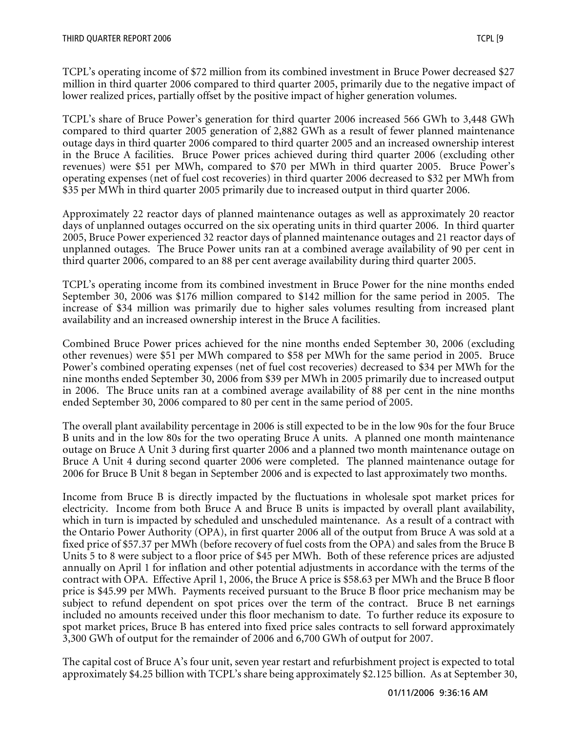TCPL's operating income of $72 million from its combined investment in Bruce Power decreased $27 million in third quarter 2006 compared to third quarter 2005, primarily due to the negative impact of lower realized prices, partially offset by the positive impact of higher generation volumes.

TCPL's share of Bruce Power's generation for third quarter 2006 increased 566 GWh to 3,448 GWh compared to third quarter 2005 generation of 2,882 GWh as a result of fewer planned maintenance outage days in third quarter 2006 compared to third quarter 2005 and an increased ownership interest in the Bruce A facilities. Bruce Power prices achieved during third quarter 2006 (excluding other revenues) were $51 per MWh, compared to $70 per MWh in third quarter 2005. Bruce Power's operating expenses (net of fuel cost recoveries) in third quarter 2006 decreased to $32 per MWh from $35 per MWh in third quarter 2005 primarily due to increased output in third quarter 2006.

Approximately 22 reactor days of planned maintenance outages as well as approximately 20 reactor days of unplanned outages occurred on the six operating units in third quarter 2006. In third quarter 2005, Bruce Power experienced 32 reactor days of planned maintenance outages and 21 reactor days of unplanned outages. The Bruce Power units ran at a combined average availability of 90 per cent in third quarter 2006, compared to an 88 per cent average availability during third quarter 2005.

TCPL's operating income from its combined investment in Bruce Power for the nine months ended September 30, 2006 was $176 million compared to $142 million for the same period in 2005. The increase of $34 million was primarily due to higher sales volumes resulting from increased plant availability and an increased ownership interest in the Bruce A facilities.

Combined Bruce Power prices achieved for the nine months ended September 30, 2006 (excluding other revenues) were $51 per MWh compared to $58 per MWh for the same period in 2005. Bruce Power's combined operating expenses (net of fuel cost recoveries) decreased to $34 per MWh for the nine months ended September 30, 2006 from $39 per MWh in 2005 primarily due to increased output in 2006. The Bruce units ran at a combined average availability of 88 per cent in the nine months ended September 30, 2006 compared to 80 per cent in the same period of 2005.

The overall plant availability percentage in 2006 is still expected to be in the low 90s for the four Bruce B units and in the low 80s for the two operating Bruce A units. A planned one month maintenance outage on Bruce A Unit 3 during first quarter 2006 and a planned two month maintenance outage on Bruce A Unit 4 during second quarter 2006 were completed. The planned maintenance outage for 2006 for Bruce B Unit 8 began in September 2006 and is expected to last approximately two months.

Income from Bruce B is directly impacted by the fluctuations in wholesale spot market prices for electricity. Income from both Bruce A and Bruce B units is impacted by overall plant availability, which in turn is impacted by scheduled and unscheduled maintenance. As a result of a contract with the Ontario Power Authority (OPA), in first quarter 2006 all of the output from Bruce A was sold at a fixed price of $57.37 per MWh (before recovery of fuel costs from the OPA) and sales from the Bruce B Units 5 to 8 were subject to a floor price of $45 per MWh. Both of these reference prices are adjusted annually on April 1 for inflation and other potential adjustments in accordance with the terms of the contract with OPA. Effective April 1, 2006, the Bruce A price is $58.63 per MWh and the Bruce B floor price is $45.99 per MWh. Payments received pursuant to the Bruce B floor price mechanism may be subject to refund dependent on spot prices over the term of the contract. Bruce B net earnings included no amounts received under this floor mechanism to date. To further reduce its exposure to spot market prices, Bruce B has entered into fixed price sales contracts to sell forward approximately 3,300 GWh of output for the remainder of 2006 and 6,700 GWh of output for 2007.

The capital cost of Bruce A's four unit, seven year restart and refurbishment project is expected to total approximately $4.25 billion with TCPL's share being approximately $2.125 billion. As at September 30,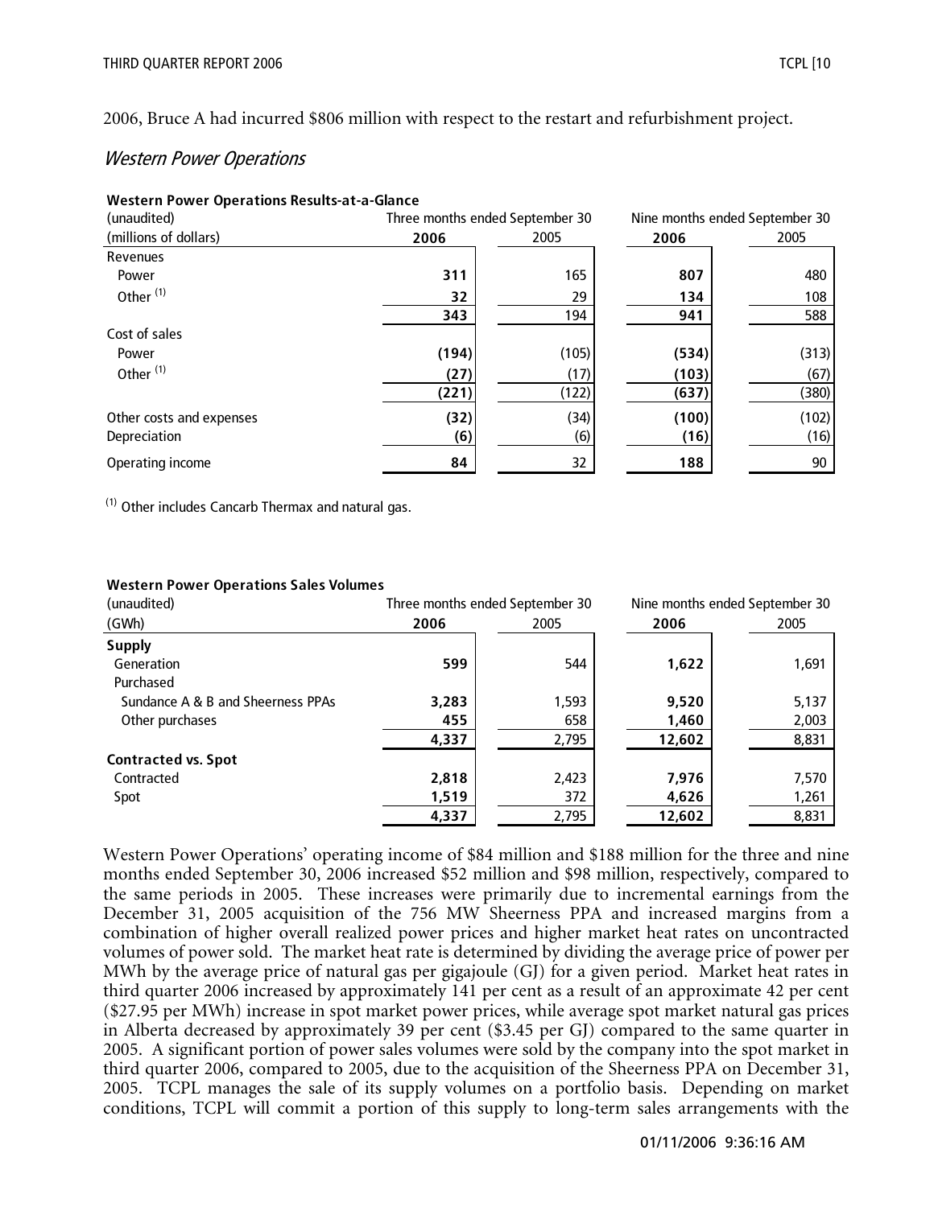2006, Bruce A had incurred $806 million with respect to the restart and refurbishment project.

## *Western Power Operations*

**Western Power Operations Results-at-a-Glance**

| (unaudited) | Three months ended September 30 | | Nine months ended September 30 | |
|---|---|---|---|---|
| (millions of dollars) | **2006** | 2005 | **2006** | 2005 |
| Revenues | | | | |
| Power | **311** | 165 | **807** | 480 |
| Other [(1)] | **32** | 29 | **134** | 108 |
| | **343** | 194 | **941** | 588 |
| Cost of sales | | | | |
| Power | **(194)** | (105) | **(534)** | (313) |
| Other [(1)] | **(27)** | (17) | **(103)** | (67) |
| | **(221)** | (122) | **(637)** | (380) |
| Other costs and expenses | **(32)** | (34) | **(100)** | (102) |
| Depreciation | **(6)** | (6) | **(16)** | (16) |
| Operating income | **84** | 32 | **188** | 90 |

[(1)] Other includes Cancarb Thermax and natural gas.

**Western Power Operations Sales Volumes**

| (unaudited) | Three months ended September 30 | | Nine months ended September 30 | |
|---|---|---|---|---|
| (GWh) | **2006** | 2005 | **2006** | 2005 |
| **Supply** | | | | |
| Generation | **599** | 544 | **1,622** | 1,691 |
| Purchased | | | | |
| Sundance A & B and Sheerness PPAs | **3,283** | 1,593 | **9,520** | 5,137 |
| Other purchases | **455** | 658 | **1,460** | 2,003 |
| | **4,337** | 2,795 | **12,602** | 8,831 |
| **Contracted vs. Spot** | | | | |
| Contracted | **2,818** | 2,423 | **7,976** | 7,570 |
| Spot | **1,519** | 372 | **4,626** | 1,261 |
| | **4,337** | 2,795 | **12,602** | 8,831 |

Western Power Operations' operating income of $84 million and $188 million for the three and nine months ended September 30, 2006 increased $52 million and $98 million, respectively, compared to the same periods in 2005. These increases were primarily due to incremental earnings from the December 31, 2005 acquisition of the 756 MW Sheerness PPA and increased margins from a combination of higher overall realized power prices and higher market heat rates on uncontracted volumes of power sold. The market heat rate is determined by dividing the average price of power per MWh by the average price of natural gas per gigajoule (GJ) for a given period. Market heat rates in third quarter 2006 increased by approximately 141 per cent as a result of an approximate 42 per cent ($27.95 per MWh) increase in spot market power prices, while average spot market natural gas prices in Alberta decreased by approximately 39 per cent ($3.45 per GJ) compared to the same quarter in 2005. A significant portion of power sales volumes were sold by the company into the spot market in third quarter 2006, compared to 2005, due to the acquisition of the Sheerness PPA on December 31, 2005. TCPL manages the sale of its supply volumes on a portfolio basis. Depending on market conditions, TCPL will commit a portion of this supply to long-term sales arrangements with the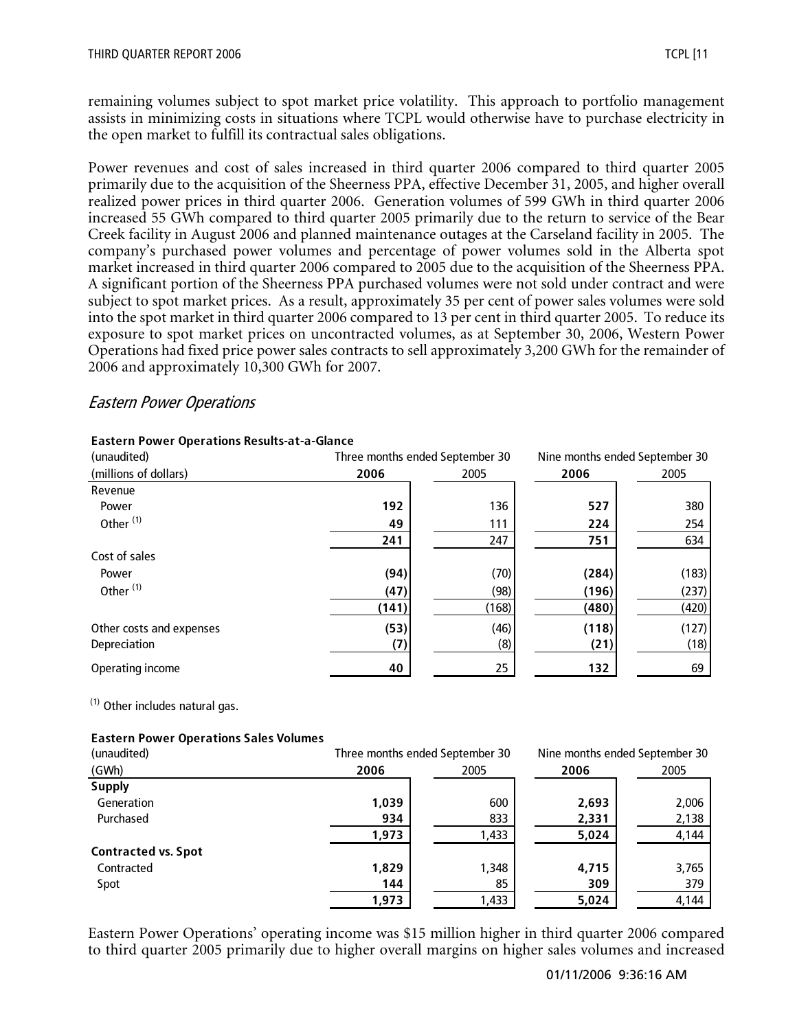remaining volumes subject to spot market price volatility. This approach to portfolio management assists in minimizing costs in situations where TCPL would otherwise have to purchase electricity in the open market to fulfill its contractual sales obligations.

Power revenues and cost of sales increased in third quarter 2006 compared to third quarter 2005 primarily due to the acquisition of the Sheerness PPA, effective December 31, 2005, and higher overall realized power prices in third quarter 2006. Generation volumes of 599 GWh in third quarter 2006 increased 55 GWh compared to third quarter 2005 primarily due to the return to service of the Bear Creek facility in August 2006 and planned maintenance outages at the Carseland facility in 2005. The company's purchased power volumes and percentage of power volumes sold in the Alberta spot market increased in third quarter 2006 compared to 2005 due to the acquisition of the Sheerness PPA. A significant portion of the Sheerness PPA purchased volumes were not sold under contract and were subject to spot market prices. As a result, approximately 35 per cent of power sales volumes were sold into the spot market in third quarter 2006 compared to 13 per cent in third quarter 2005. To reduce its exposure to spot market prices on uncontracted volumes, as at September 30, 2006, Western Power Operations had fixed price power sales contracts to sell approximately 3,200 GWh for the remainder of 2006 and approximately 10,300 GWh for 2007.

## *Eastern Power Operations*

**Eastern Power Operations Results-at-a-Glance**

| (unaudited) | Three months ended September 30 | | Nine months ended September 30 | |
|---|---|---|---|---|
| (millions of dollars) | **2006** | 2005 | **2006** | 2005 |
| Revenue | | | | |
| Power | **192** | 136 | **527** | 380 |
| Other [(1)] | **49** | 111 | **224** | 254 |
| | **241** | 247 | **751** | 634 |
| Cost of sales | | | | |
| Power | **(94)** | (70) | **(284)** | (183) |
| Other [(1)] | **(47)** | (98) | **(196)** | (237) |
| | **(141)** | (168) | **(480)** | (420) |
| Other costs and expenses | **(53)** | (46) | **(118)** | (127) |
| Depreciation | **(7)** | (8) | **(21)** | (18) |
| Operating income | **40** | 25 | **132** | 69 |

[(1)] Other includes natural gas.

**Eastern Power Operations Sales Volumes**

| (unaudited) | Three months ended September 30 | | Nine months ended September 30 | |
|---|---|---|---|---|
| (GWh) | **2006** | 2005 | **2006** | 2005 |
| **Supply** | | | | |
| Generation | **1,039** | 600 | **2,693** | 2,006 |
| Purchased | **934** | 833 | **2,331** | 2,138 |
| | **1,973** | 1,433 | **5,024** | 4,144 |
| **Contracted vs. Spot** | | | | |
| Contracted | **1,829** | 1,348 | **4,715** | 3,765 |
| Spot | **144** | 85 | **309** | 379 |
| | **1,973** | 1,433 | **5,024** | 4,144 |

Eastern Power Operations' operating income was $15 million higher in third quarter 2006 compared to third quarter 2005 primarily due to higher overall margins on higher sales volumes and increased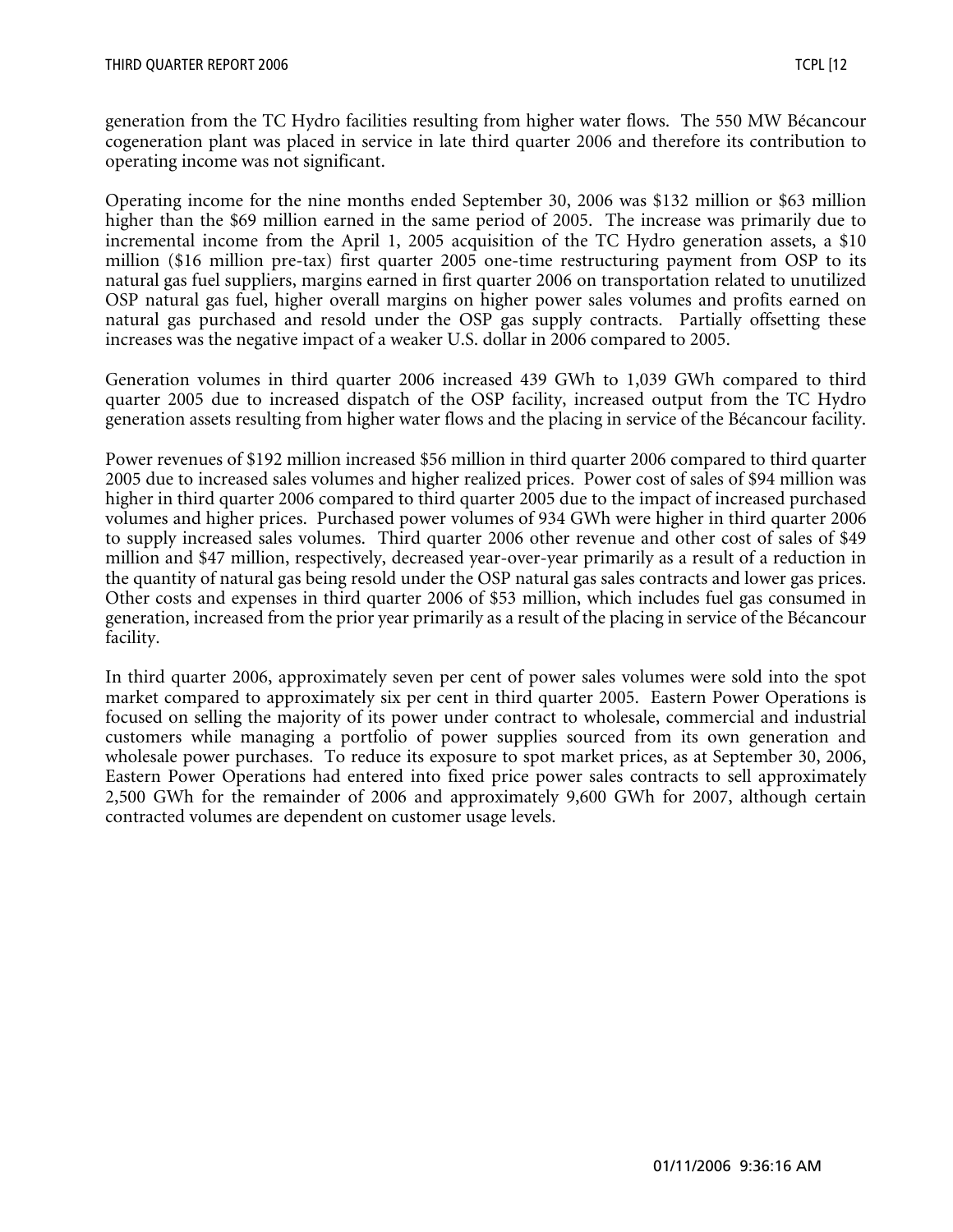generation from the TC Hydro facilities resulting from higher water flows. The 550 MW Bécancour cogeneration plant was placed in service in late third quarter 2006 and therefore its contribution to operating income was not significant.

Operating income for the nine months ended September 30, 2006 was $132 million or $63 million higher than the $69 million earned in the same period of 2005. The increase was primarily due to incremental income from the April 1, 2005 acquisition of the TC Hydro generation assets, a $10 million ($16 million pre-tax) first quarter 2005 one-time restructuring payment from OSP to its natural gas fuel suppliers, margins earned in first quarter 2006 on transportation related to unutilized OSP natural gas fuel, higher overall margins on higher power sales volumes and profits earned on natural gas purchased and resold under the OSP gas supply contracts. Partially offsetting these increases was the negative impact of a weaker U.S. dollar in 2006 compared to 2005.

Generation volumes in third quarter 2006 increased 439 GWh to 1,039 GWh compared to third quarter 2005 due to increased dispatch of the OSP facility, increased output from the TC Hydro generation assets resulting from higher water flows and the placing in service of the Bécancour facility.

Power revenues of $192 million increased $56 million in third quarter 2006 compared to third quarter 2005 due to increased sales volumes and higher realized prices. Power cost of sales of $94 million was higher in third quarter 2006 compared to third quarter 2005 due to the impact of increased purchased volumes and higher prices. Purchased power volumes of 934 GWh were higher in third quarter 2006 to supply increased sales volumes. Third quarter 2006 other revenue and other cost of sales of $49 million and $47 million, respectively, decreased year-over-year primarily as a result of a reduction in the quantity of natural gas being resold under the OSP natural gas sales contracts and lower gas prices. Other costs and expenses in third quarter 2006 of $53 million, which includes fuel gas consumed in generation, increased from the prior year primarily as a result of the placing in service of the Bécancour facility.

In third quarter 2006, approximately seven per cent of power sales volumes were sold into the spot market compared to approximately six per cent in third quarter 2005. Eastern Power Operations is focused on selling the majority of its power under contract to wholesale, commercial and industrial customers while managing a portfolio of power supplies sourced from its own generation and wholesale power purchases. To reduce its exposure to spot market prices, as at September 30, 2006, Eastern Power Operations had entered into fixed price power sales contracts to sell approximately 2,500 GWh for the remainder of 2006 and approximately 9,600 GWh for 2007, although certain contracted volumes are dependent on customer usage levels.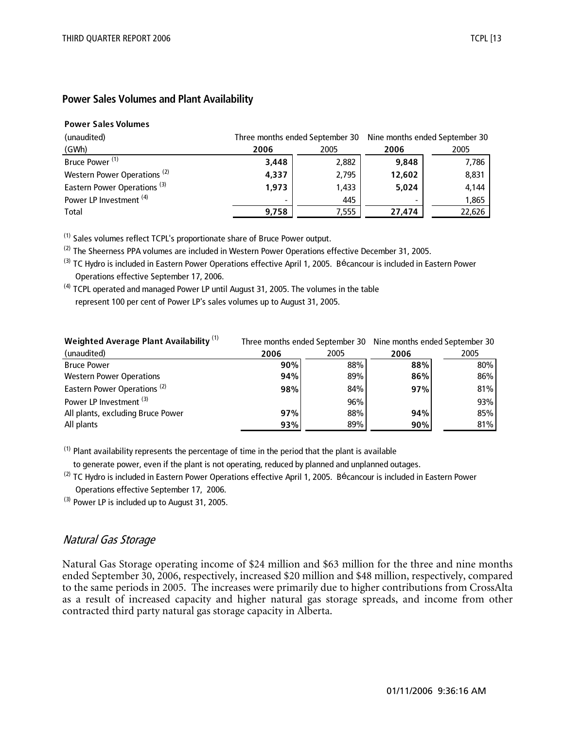## Power Sales Volumes and Plant Availability

**Power Sales Volumes**

| (unaudited) | Three months ended September 30 | | Nine months ended September 30 | |
|---|---|---|---|---|
| (GWh) | **2006** | 2005 | **2006** | 2005 |
| Bruce Power [(1)] | **3,448** | 2,882 | **9,848** | 7,786 |
| Western Power Operations [(2)] | **4,337** | 2,795 | **12,602** | 8,831 |
| Eastern Power Operations [(3)] | **1,973** | 1,433 | **5,024** | 4,144 |
| Power LP Investment [(4)] | - | 445 | - | 1,865 |
| Total | **9,758** | 7,555 | **27,474** | 22,626 |

[(1)] Sales volumes reflect TCPL's proportionate share of Bruce Power output.

[(2)] The Sheerness PPA volumes are included in Western Power Operations effective December 31, 2005.

[(3)] TC Hydro is included in Eastern Power Operations effective April 1, 2005. Bécancour is included in Eastern Power Operations effective September 17, 2006.

[(4)] TCPL operated and managed Power LP until August 31, 2005. The volumes in the table represent 100 per cent of Power LP's sales volumes up to August 31, 2005.

| **Weighted Average Plant Availability** [(1)] | Three months ended September 30 | | Nine months ended September 30 | |
|---|---|---|---|---|
| (unaudited) | **2006** | 2005 | **2006** | 2005 |
| Bruce Power | **90%** | 88% | **88%** | 80% |
| Western Power Operations | **94%** | 89% | **86%** | 86% |
| Eastern Power Operations [(2)] | **98%** | 84% | **97%** | 81% |
| Power LP Investment [(3)] | | 96% | | 93% |
| All plants, excluding Bruce Power | **97%** | 88% | **94%** | 85% |
| All plants | **93%** | 89% | **90%** | 81% |

[(1)] Plant availability represents the percentage of time in the period that the plant is available to generate power, even if the plant is not operating, reduced by planned and unplanned outages.

[(2)] TC Hydro is included in Eastern Power Operations effective April 1, 2005. Bécancour is included in Eastern Power Operations effective September 17, 2006.

[(3)] Power LP is included up to August 31, 2005.

## *Natural Gas Storage*

Natural Gas Storage operating income of $24 million and $63 million for the three and nine months ended September 30, 2006, respectively, increased $20 million and $48 million, respectively, compared to the same periods in 2005. The increases were primarily due to higher contributions from CrossAlta as a result of increased capacity and higher natural gas storage spreads, and income from other contracted third party natural gas storage capacity in Alberta.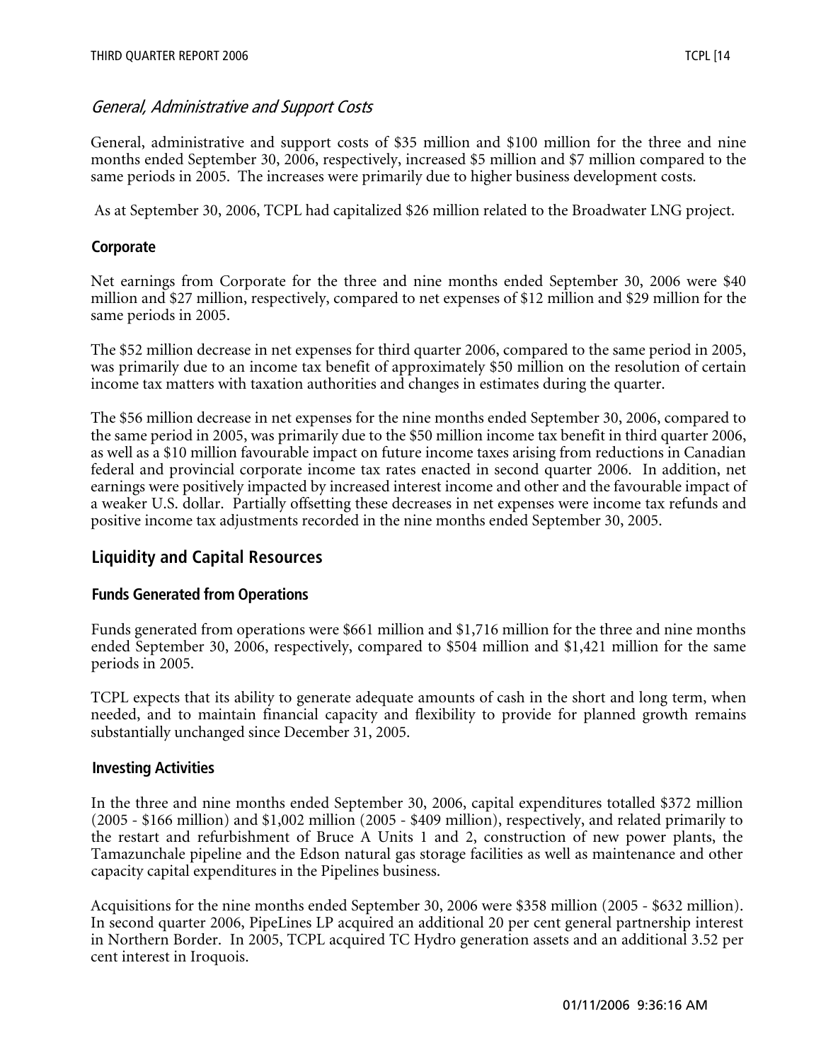### *General, Administrative and Support Costs*

General, administrative and support costs of $35 million and $100 million for the three and nine months ended September 30, 2006, respectively, increased $5 million and $7 million compared to the same periods in 2005. The increases were primarily due to higher business development costs.

As at September 30, 2006, TCPL had capitalized $26 million related to the Broadwater LNG project.

### Corporate

Net earnings from Corporate for the three and nine months ended September 30, 2006 were $40 million and $27 million, respectively, compared to net expenses of $12 million and $29 million for the same periods in 2005.

The $52 million decrease in net expenses for third quarter 2006, compared to the same period in 2005, was primarily due to an income tax benefit of approximately $50 million on the resolution of certain income tax matters with taxation authorities and changes in estimates during the quarter.

The $56 million decrease in net expenses for the nine months ended September 30, 2006, compared to the same period in 2005, was primarily due to the $50 million income tax benefit in third quarter 2006, as well as a $10 million favourable impact on future income taxes arising from reductions in Canadian federal and provincial corporate income tax rates enacted in second quarter 2006. In addition, net earnings were positively impacted by increased interest income and other and the favourable impact of a weaker U.S. dollar. Partially offsetting these decreases in net expenses were income tax refunds and positive income tax adjustments recorded in the nine months ended September 30, 2005.

## Liquidity and Capital Resources

### Funds Generated from Operations

Funds generated from operations were $661 million and $1,716 million for the three and nine months ended September 30, 2006, respectively, compared to $504 million and $1,421 million for the same periods in 2005.

TCPL expects that its ability to generate adequate amounts of cash in the short and long term, when needed, and to maintain financial capacity and flexibility to provide for planned growth remains substantially unchanged since December 31, 2005.

### Investing Activities

In the three and nine months ended September 30, 2006, capital expenditures totalled $372 million (2005 - $166 million) and $1,002 million (2005 - $409 million), respectively, and related primarily to the restart and refurbishment of Bruce A Units 1 and 2, construction of new power plants, the Tamazunchale pipeline and the Edson natural gas storage facilities as well as maintenance and other capacity capital expenditures in the Pipelines business.

Acquisitions for the nine months ended September 30, 2006 were $358 million (2005 - $632 million). In second quarter 2006, PipeLines LP acquired an additional 20 per cent general partnership interest in Northern Border. In 2005, TCPL acquired TC Hydro generation assets and an additional 3.52 per cent interest in Iroquois.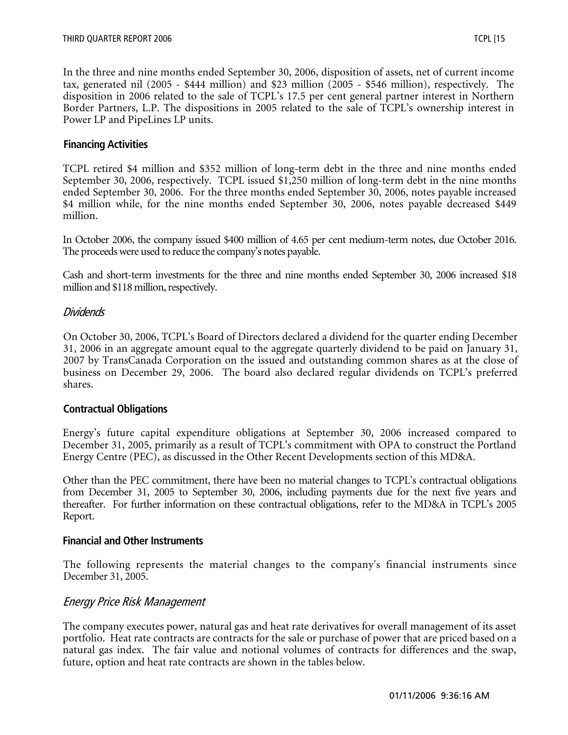In the three and nine months ended September 30, 2006, disposition of assets, net of current income tax, generated nil (2005 - $444 million) and $23 million (2005 - $546 million), respectively. The disposition in 2006 related to the sale of TCPL's 17.5 per cent general partner interest in Northern Border Partners, L.P. The dispositions in 2005 related to the sale of TCPL's ownership interest in Power LP and PipeLines LP units.

### Financing Activities

TCPL retired $4 million and $352 million of long-term debt in the three and nine months ended September 30, 2006, respectively. TCPL issued $1,250 million of long-term debt in the nine months ended September 30, 2006. For the three months ended September 30, 2006, notes payable increased $4 million while, for the nine months ended September 30, 2006, notes payable decreased $449 million.

In October 2006, the company issued $400 million of 4.65 per cent medium-term notes, due October 2016. The proceeds were used to reduce the company's notes payable.

Cash and short-term investments for the three and nine months ended September 30, 2006 increased $18 million and $118 million, respectively.

#### *Dividends*

On October 30, 2006, TCPL's Board of Directors declared a dividend for the quarter ending December 31, 2006 in an aggregate amount equal to the aggregate quarterly dividend to be paid on January 31, 2007 by TransCanada Corporation on the issued and outstanding common shares as at the close of business on December 29, 2006. The board also declared regular dividends on TCPL's preferred shares.

### Contractual Obligations

Energy's future capital expenditure obligations at September 30, 2006 increased compared to December 31, 2005, primarily as a result of TCPL's commitment with OPA to construct the Portland Energy Centre (PEC), as discussed in the Other Recent Developments section of this MD&A.

Other than the PEC commitment, there have been no material changes to TCPL's contractual obligations from December 31, 2005 to September 30, 2006, including payments due for the next five years and thereafter. For further information on these contractual obligations, refer to the MD&A in TCPL's 2005 Report.

### Financial and Other Instruments

The following represents the material changes to the company's financial instruments since December 31, 2005.

#### *Energy Price Risk Management*

The company executes power, natural gas and heat rate derivatives for overall management of its asset portfolio. Heat rate contracts are contracts for the sale or purchase of power that are priced based on a natural gas index. The fair value and notional volumes of contracts for differences and the swap, future, option and heat rate contracts are shown in the tables below.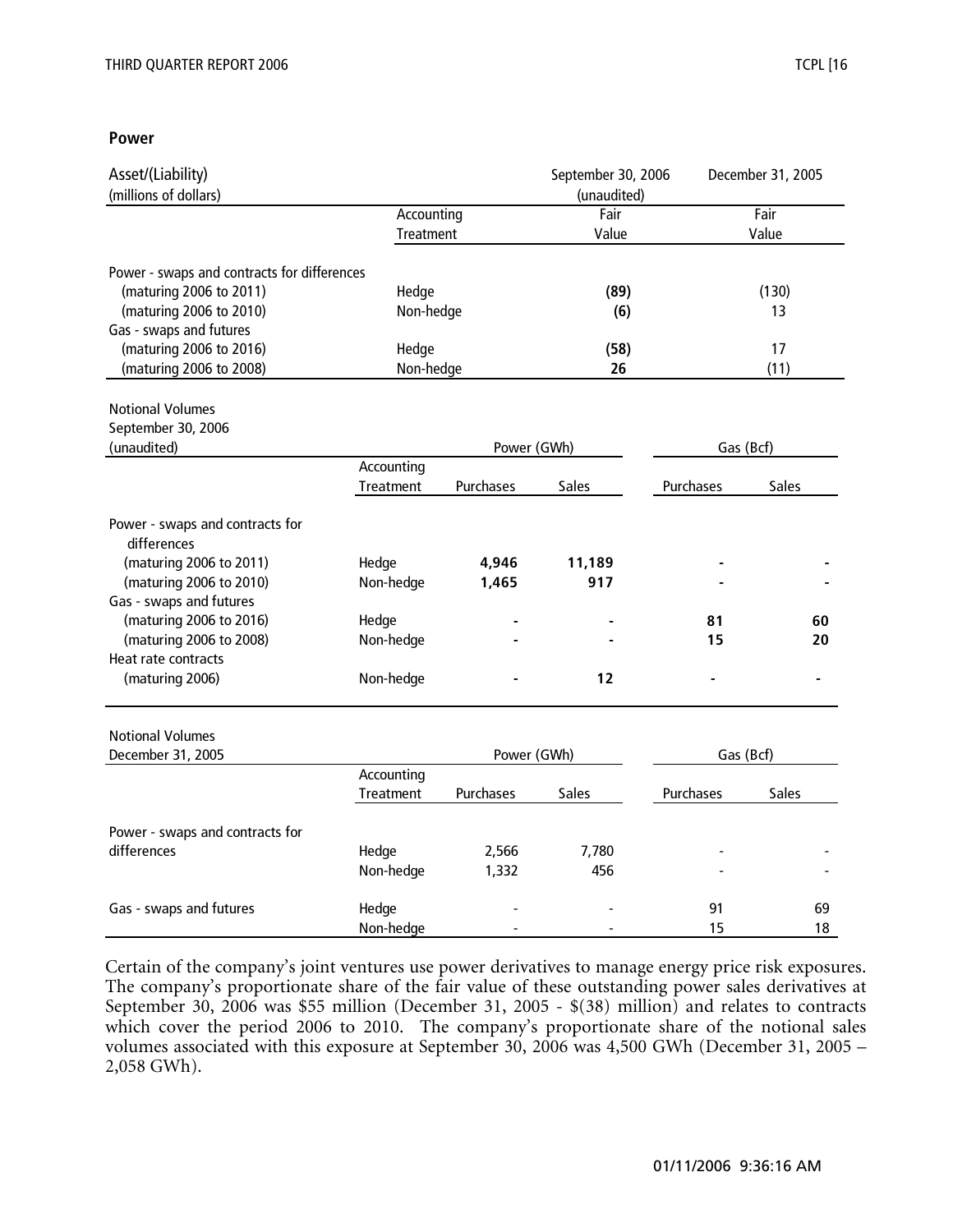## Power

| Asset/(Liability) (millions of dollars) | Accounting Treatment | September 30, 2006 (unaudited) Fair Value | December 31, 2005 Fair Value |
|---|---|---|---|
| Power - swaps and contracts for differences | | | |
| (maturing 2006 to 2011) | Hedge | **(89)** | (130) |
| (maturing 2006 to 2010) | Non-hedge | **(6)** | 13 |
| Gas - swaps and futures | | | |
| (maturing 2006 to 2016) | Hedge | **(58)** | 17 |
| (maturing 2006 to 2008) | Non-hedge | **26** | (11) |

| Notional Volumes September 30, 2006 (unaudited) | Accounting Treatment | Power (GWh) Purchases | Power (GWh) Sales | Gas (Bcf) Purchases | Gas (Bcf) Sales |
|---|---|---|---|---|---|
| Power - swaps and contracts for differences | | | | | |
| (maturing 2006 to 2011) | Hedge | **4,946** | **11,189** | **-** | **-** |
| (maturing 2006 to 2010) | Non-hedge | **1,465** | **917** | **-** | **-** |
| Gas - swaps and futures | | | | | |
| (maturing 2006 to 2016) | Hedge | **-** | **-** | **81** | **60** |
| (maturing 2006 to 2008) | Non-hedge | **-** | **-** | **15** | **20** |
| Heat rate contracts | | | | | |
| (maturing 2006) | Non-hedge | **-** | **12** | **-** | **-** |

| Notional Volumes December 31, 2005 | Accounting Treatment | Power (GWh) Purchases | Power (GWh) Sales | Gas (Bcf) Purchases | Gas (Bcf) Sales |
|---|---|---|---|---|---|
| Power - swaps and contracts for differences | Hedge | 2,566 | 7,780 | - | - |
| | Non-hedge | 1,332 | 456 | - | - |
| Gas - swaps and futures | Hedge | - | - | 91 | 69 |
| | Non-hedge | - | - | 15 | 18 |

Certain of the company's joint ventures use power derivatives to manage energy price risk exposures. The company's proportionate share of the fair value of these outstanding power sales derivatives at September 30, 2006 was $55 million (December 31, 2005 - $(38) million) and relates to contracts which cover the period 2006 to 2010. The company's proportionate share of the notional sales volumes associated with this exposure at September 30, 2006 was 4,500 GWh (December 31, 2005 – 2,058 GWh).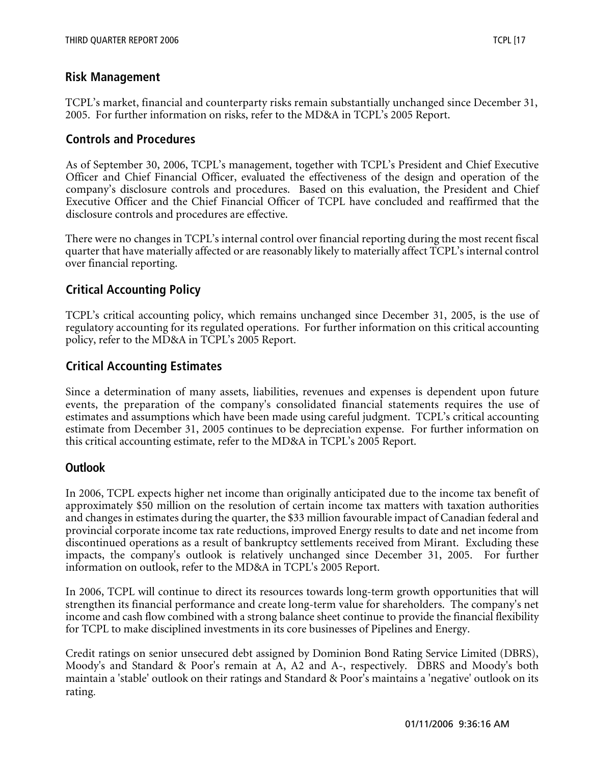## Risk Management

TCPL's market, financial and counterparty risks remain substantially unchanged since December 31, 2005. For further information on risks, refer to the MD&A in TCPL's 2005 Report.

## Controls and Procedures

As of September 30, 2006, TCPL's management, together with TCPL's President and Chief Executive Officer and Chief Financial Officer, evaluated the effectiveness of the design and operation of the company's disclosure controls and procedures. Based on this evaluation, the President and Chief Executive Officer and the Chief Financial Officer of TCPL have concluded and reaffirmed that the disclosure controls and procedures are effective.

There were no changes in TCPL's internal control over financial reporting during the most recent fiscal quarter that have materially affected or are reasonably likely to materially affect TCPL's internal control over financial reporting.

## Critical Accounting Policy

TCPL's critical accounting policy, which remains unchanged since December 31, 2005, is the use of regulatory accounting for its regulated operations. For further information on this critical accounting policy, refer to the MD&A in TCPL's 2005 Report.

## Critical Accounting Estimates

Since a determination of many assets, liabilities, revenues and expenses is dependent upon future events, the preparation of the company's consolidated financial statements requires the use of estimates and assumptions which have been made using careful judgment. TCPL's critical accounting estimate from December 31, 2005 continues to be depreciation expense. For further information on this critical accounting estimate, refer to the MD&A in TCPL's 2005 Report.

## Outlook

In 2006, TCPL expects higher net income than originally anticipated due to the income tax benefit of approximately $50 million on the resolution of certain income tax matters with taxation authorities and changes in estimates during the quarter, the $33 million favourable impact of Canadian federal and provincial corporate income tax rate reductions, improved Energy results to date and net income from discontinued operations as a result of bankruptcy settlements received from Mirant. Excluding these impacts, the company's outlook is relatively unchanged since December 31, 2005. For further information on outlook, refer to the MD&A in TCPL's 2005 Report.

In 2006, TCPL will continue to direct its resources towards long-term growth opportunities that will strengthen its financial performance and create long-term value for shareholders. The company's net income and cash flow combined with a strong balance sheet continue to provide the financial flexibility for TCPL to make disciplined investments in its core businesses of Pipelines and Energy.

Credit ratings on senior unsecured debt assigned by Dominion Bond Rating Service Limited (DBRS), Moody's and Standard & Poor's remain at A, A2 and A-, respectively. DBRS and Moody's both maintain a 'stable' outlook on their ratings and Standard & Poor's maintains a 'negative' outlook on its rating.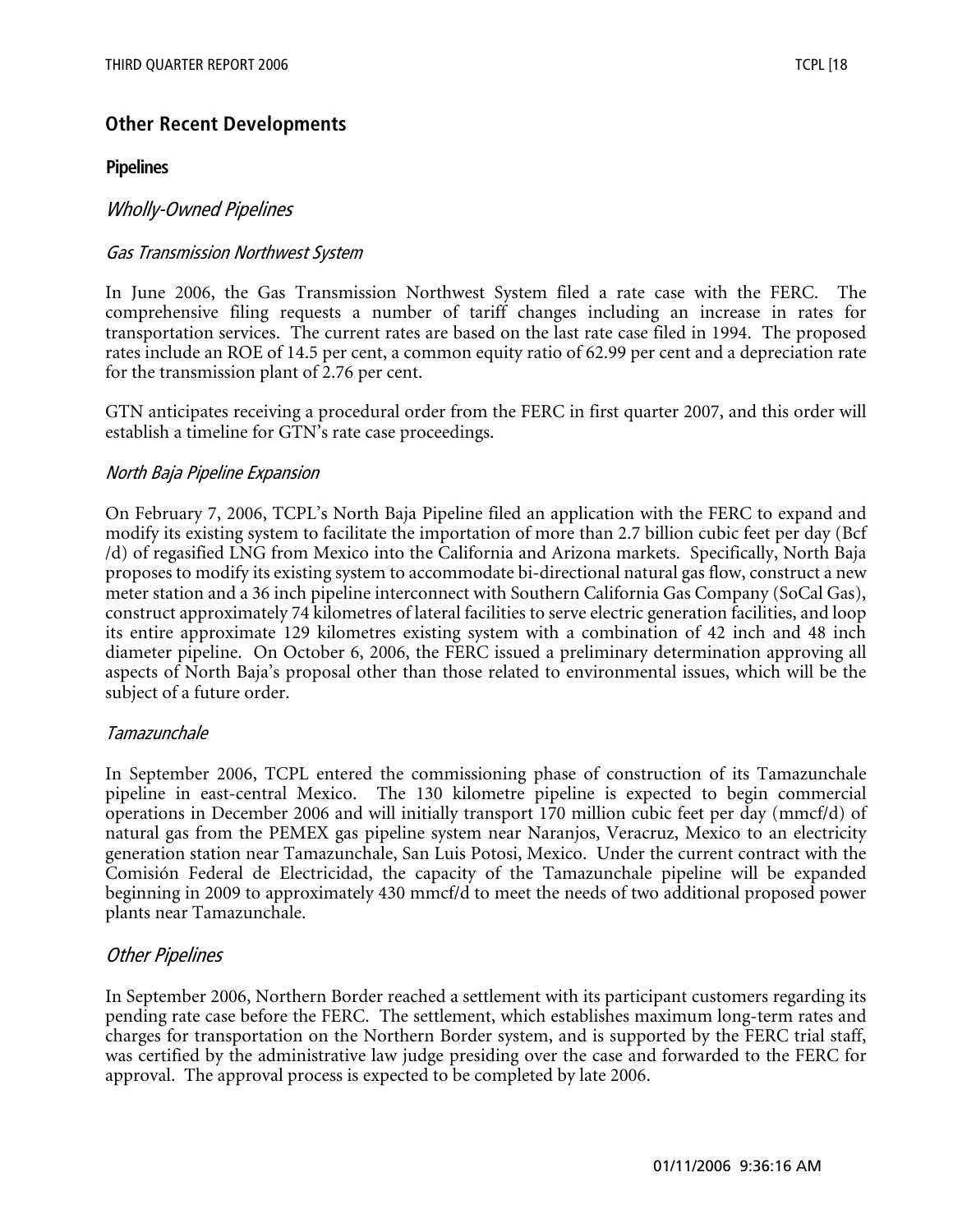## Other Recent Developments

### Pipelines

#### *Wholly-Owned Pipelines*

##### *Gas Transmission Northwest System*

In June 2006, the Gas Transmission Northwest System filed a rate case with the FERC. The comprehensive filing requests a number of tariff changes including an increase in rates for transportation services. The current rates are based on the last rate case filed in 1994. The proposed rates include an ROE of 14.5 per cent, a common equity ratio of 62.99 per cent and a depreciation rate for the transmission plant of 2.76 per cent.

GTN anticipates receiving a procedural order from the FERC in first quarter 2007, and this order will establish a timeline for GTN's rate case proceedings.

##### *North Baja Pipeline Expansion*

On February 7, 2006, TCPL's North Baja Pipeline filed an application with the FERC to expand and modify its existing system to facilitate the importation of more than 2.7 billion cubic feet per day (Bcf /d) of regasified LNG from Mexico into the California and Arizona markets. Specifically, North Baja proposes to modify its existing system to accommodate bi-directional natural gas flow, construct a new meter station and a 36 inch pipeline interconnect with Southern California Gas Company (SoCal Gas), construct approximately 74 kilometres of lateral facilities to serve electric generation facilities, and loop its entire approximate 129 kilometres existing system with a combination of 42 inch and 48 inch diameter pipeline. On October 6, 2006, the FERC issued a preliminary determination approving all aspects of North Baja's proposal other than those related to environmental issues, which will be the subject of a future order.

##### *Tamazunchale*

In September 2006, TCPL entered the commissioning phase of construction of its Tamazunchale pipeline in east-central Mexico. The 130 kilometre pipeline is expected to begin commercial operations in December 2006 and will initially transport 170 million cubic feet per day (mmcf/d) of natural gas from the PEMEX gas pipeline system near Naranjos, Veracruz, Mexico to an electricity generation station near Tamazunchale, San Luis Potosi, Mexico. Under the current contract with the Comisión Federal de Electricidad, the capacity of the Tamazunchale pipeline will be expanded beginning in 2009 to approximately 430 mmcf/d to meet the needs of two additional proposed power plants near Tamazunchale.

#### *Other Pipelines*

In September 2006, Northern Border reached a settlement with its participant customers regarding its pending rate case before the FERC. The settlement, which establishes maximum long-term rates and charges for transportation on the Northern Border system, and is supported by the FERC trial staff, was certified by the administrative law judge presiding over the case and forwarded to the FERC for approval. The approval process is expected to be completed by late 2006.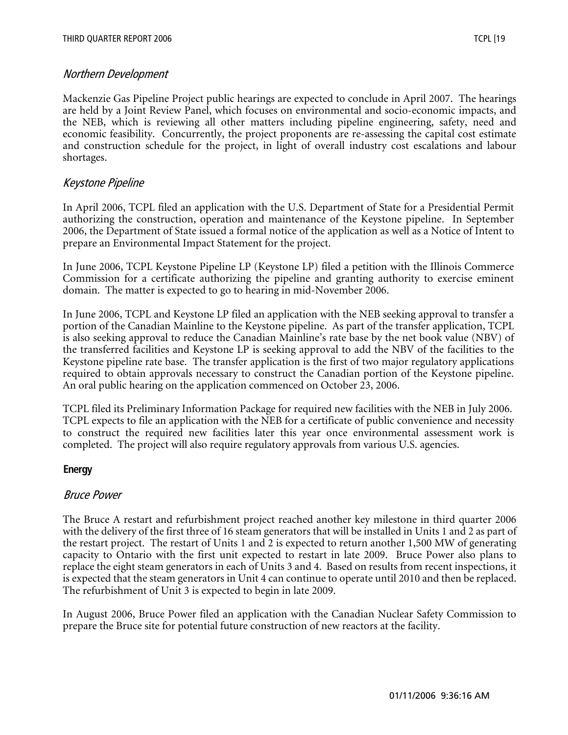### *Northern Development*

Mackenzie Gas Pipeline Project public hearings are expected to conclude in April 2007. The hearings are held by a Joint Review Panel, which focuses on environmental and socio-economic impacts, and the NEB, which is reviewing all other matters including pipeline engineering, safety, need and economic feasibility. Concurrently, the project proponents are re-assessing the capital cost estimate and construction schedule for the project, in light of overall industry cost escalations and labour shortages.

### *Keystone Pipeline*

In April 2006, TCPL filed an application with the U.S. Department of State for a Presidential Permit authorizing the construction, operation and maintenance of the Keystone pipeline. In September 2006, the Department of State issued a formal notice of the application as well as a Notice of Intent to prepare an Environmental Impact Statement for the project.

In June 2006, TCPL Keystone Pipeline LP (Keystone LP) filed a petition with the Illinois Commerce Commission for a certificate authorizing the pipeline and granting authority to exercise eminent domain. The matter is expected to go to hearing in mid-November 2006.

In June 2006, TCPL and Keystone LP filed an application with the NEB seeking approval to transfer a portion of the Canadian Mainline to the Keystone pipeline. As part of the transfer application, TCPL is also seeking approval to reduce the Canadian Mainline's rate base by the net book value (NBV) of the transferred facilities and Keystone LP is seeking approval to add the NBV of the facilities to the Keystone pipeline rate base. The transfer application is the first of two major regulatory applications required to obtain approvals necessary to construct the Canadian portion of the Keystone pipeline. An oral public hearing on the application commenced on October 23, 2006.

TCPL filed its Preliminary Information Package for required new facilities with the NEB in July 2006. TCPL expects to file an application with the NEB for a certificate of public convenience and necessity to construct the required new facilities later this year once environmental assessment work is completed. The project will also require regulatory approvals from various U.S. agencies.

## Energy

### *Bruce Power*

The Bruce A restart and refurbishment project reached another key milestone in third quarter 2006 with the delivery of the first three of 16 steam generators that will be installed in Units 1 and 2 as part of the restart project. The restart of Units 1 and 2 is expected to return another 1,500 MW of generating capacity to Ontario with the first unit expected to restart in late 2009. Bruce Power also plans to replace the eight steam generators in each of Units 3 and 4. Based on results from recent inspections, it is expected that the steam generators in Unit 4 can continue to operate until 2010 and then be replaced. The refurbishment of Unit 3 is expected to begin in late 2009.

In August 2006, Bruce Power filed an application with the Canadian Nuclear Safety Commission to prepare the Bruce site for potential future construction of new reactors at the facility.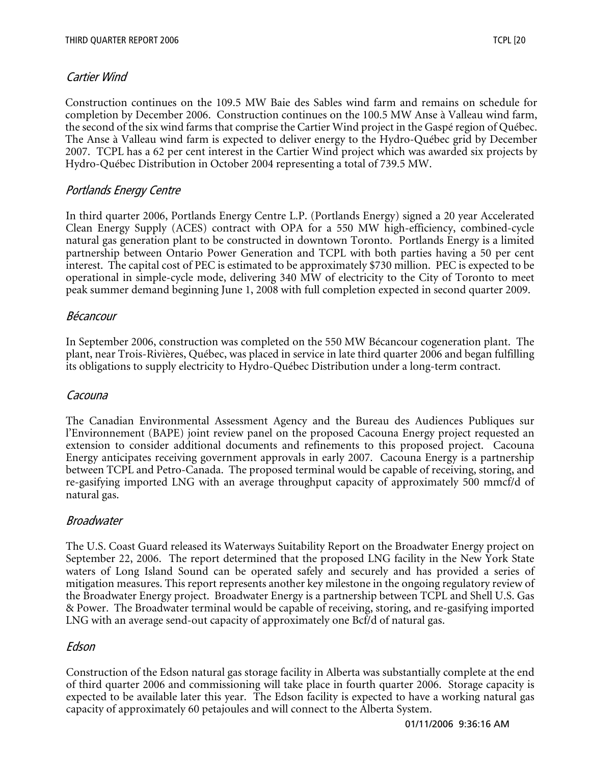### *Cartier Wind*

Construction continues on the 109.5 MW Baie des Sables wind farm and remains on schedule for completion by December 2006. Construction continues on the 100.5 MW Anse à Valleau wind farm, the second of the six wind farms that comprise the Cartier Wind project in the Gaspé region of Québec. The Anse à Valleau wind farm is expected to deliver energy to the Hydro-Québec grid by December 2007. TCPL has a 62 per cent interest in the Cartier Wind project which was awarded six projects by Hydro-Québec Distribution in October 2004 representing a total of 739.5 MW.

### *Portlands Energy Centre*

In third quarter 2006, Portlands Energy Centre L.P. (Portlands Energy) signed a 20 year Accelerated Clean Energy Supply (ACES) contract with OPA for a 550 MW high-efficiency, combined-cycle natural gas generation plant to be constructed in downtown Toronto. Portlands Energy is a limited partnership between Ontario Power Generation and TCPL with both parties having a 50 per cent interest. The capital cost of PEC is estimated to be approximately $730 million. PEC is expected to be operational in simple-cycle mode, delivering 340 MW of electricity to the City of Toronto to meet peak summer demand beginning June 1, 2008 with full completion expected in second quarter 2009.

### *Bécancour*

In September 2006, construction was completed on the 550 MW Bécancour cogeneration plant. The plant, near Trois-Rivières, Québec, was placed in service in late third quarter 2006 and began fulfilling its obligations to supply electricity to Hydro-Québec Distribution under a long-term contract.

### *Cacouna*

The Canadian Environmental Assessment Agency and the Bureau des Audiences Publiques sur l'Environnement (BAPE) joint review panel on the proposed Cacouna Energy project requested an extension to consider additional documents and refinements to this proposed project. Cacouna Energy anticipates receiving government approvals in early 2007. Cacouna Energy is a partnership between TCPL and Petro-Canada. The proposed terminal would be capable of receiving, storing, and re-gasifying imported LNG with an average throughput capacity of approximately 500 mmcf/d of natural gas.

### *Broadwater*

The U.S. Coast Guard released its Waterways Suitability Report on the Broadwater Energy project on September 22, 2006. The report determined that the proposed LNG facility in the New York State waters of Long Island Sound can be operated safely and securely and has provided a series of mitigation measures. This report represents another key milestone in the ongoing regulatory review of the Broadwater Energy project. Broadwater Energy is a partnership between TCPL and Shell U.S. Gas & Power. The Broadwater terminal would be capable of receiving, storing, and re-gasifying imported LNG with an average send-out capacity of approximately one Bcf/d of natural gas.

### *Edson*

Construction of the Edson natural gas storage facility in Alberta was substantially complete at the end of third quarter 2006 and commissioning will take place in fourth quarter 2006. Storage capacity is expected to be available later this year. The Edson facility is expected to have a working natural gas capacity of approximately 60 petajoules and will connect to the Alberta System.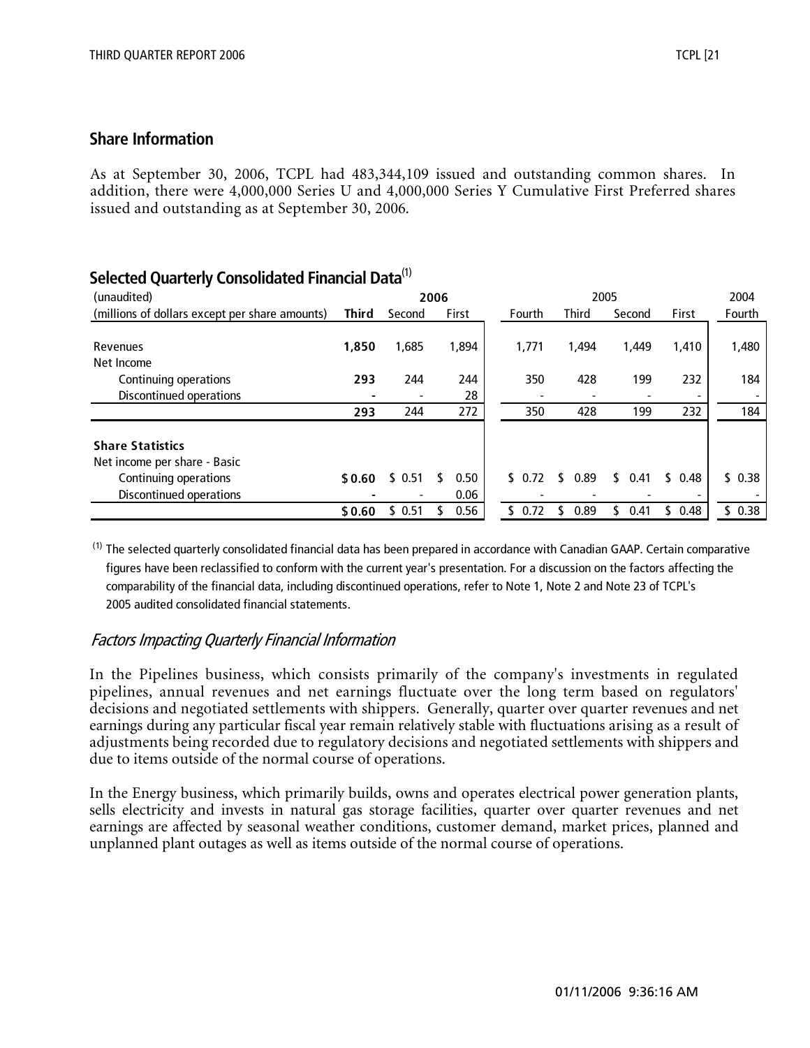## Share Information

As at September 30, 2006, TCPL had 483,344,109 issued and outstanding common shares. In addition, there were 4,000,000 Series U and 4,000,000 Series Y Cumulative First Preferred shares issued and outstanding as at September 30, 2006.

## Selected Quarterly Consolidated Financial Data[(1)]

| (unaudited) | 2006 | | | 2005 | | | | 2004 |
|---|---|---|---|---|---|---|---|---|
| (millions of dollars except per share amounts) | **Third** | Second | First | Fourth | Third | Second | First | Fourth |
| Revenues | **1,850** | 1,685 | 1,894 | 1,771 | 1,494 | 1,449 | 1,410 | 1,480 |
| Net Income | | | | | | | | |
| Continuing operations | **293** | 244 | 244 | 350 | 428 | 199 | 232 | 184 |
| Discontinued operations | **-** | - | 28 | - | - | - | - | - |
| | **293** | 244 | 272 | 350 | 428 | 199 | 232 | 184 |
| **Share Statistics** | | | | | | | | |
| Net income per share - Basic | | | | | | | | |
| Continuing operations | **$ 0.60** | $ 0.51 | $ 0.50 | $ 0.72 | $ 0.89 | $ 0.41 | $ 0.48 | $ 0.38 |
| Discontinued operations | **-** | - | 0.06 | - | - | - | - | - |
| | **$ 0.60** | $ 0.51 | $ 0.56 | $ 0.72 | $ 0.89 | $ 0.41 | $ 0.48 | $ 0.38 |

(1) The selected quarterly consolidated financial data has been prepared in accordance with Canadian GAAP. Certain comparative figures have been reclassified to conform with the current year's presentation. For a discussion on the factors affecting the comparability of the financial data, including discontinued operations, refer to Note 1, Note 2 and Note 23 of TCPL's 2005 audited consolidated financial statements.

### *Factors Impacting Quarterly Financial Information*

In the Pipelines business, which consists primarily of the company's investments in regulated pipelines, annual revenues and net earnings fluctuate over the long term based on regulators' decisions and negotiated settlements with shippers. Generally, quarter over quarter revenues and net earnings during any particular fiscal year remain relatively stable with fluctuations arising as a result of adjustments being recorded due to regulatory decisions and negotiated settlements with shippers and due to items outside of the normal course of operations.

In the Energy business, which primarily builds, owns and operates electrical power generation plants, sells electricity and invests in natural gas storage facilities, quarter over quarter revenues and net earnings are affected by seasonal weather conditions, customer demand, market prices, planned and unplanned plant outages as well as items outside of the normal course of operations.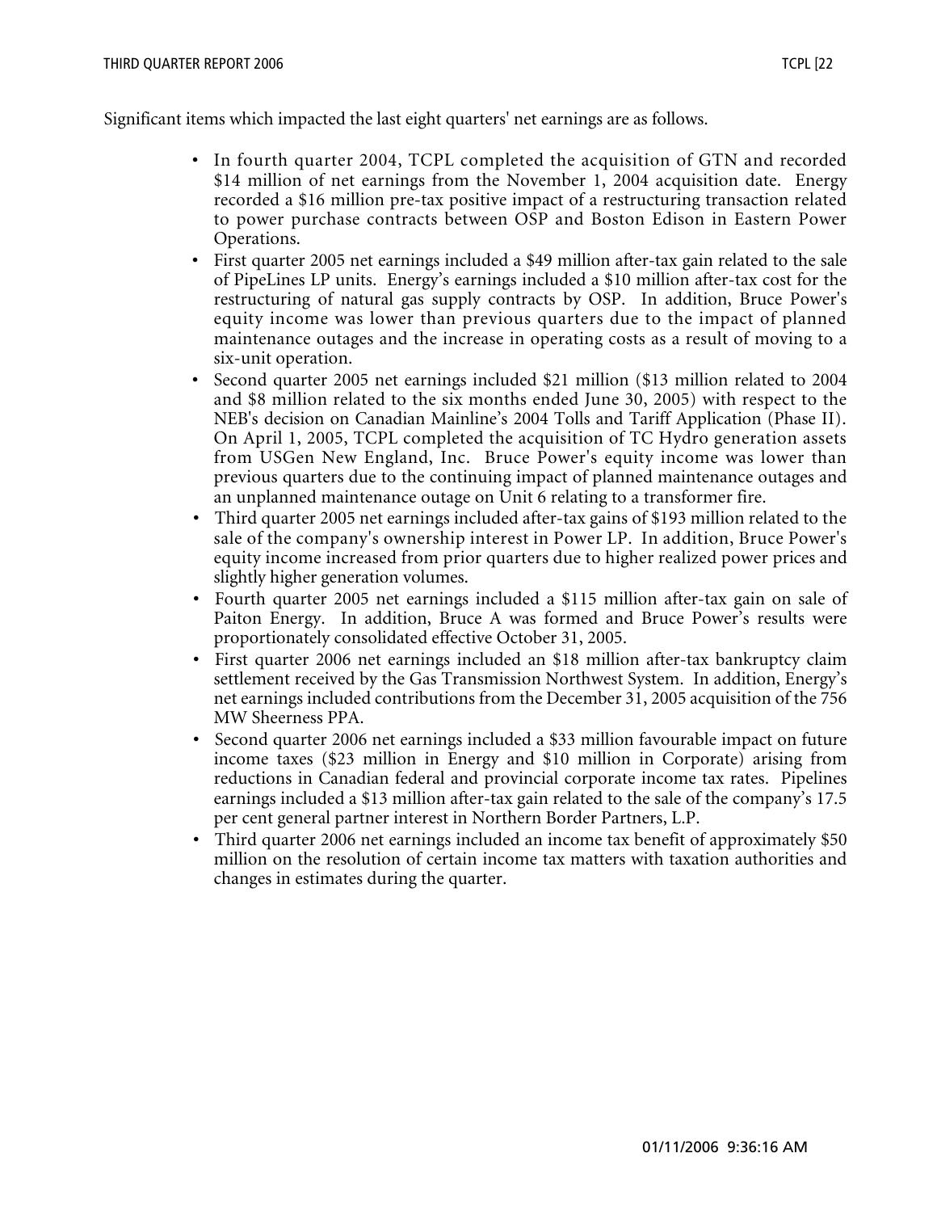Significant items which impacted the last eight quarters' net earnings are as follows.

- In fourth quarter 2004, TCPL completed the acquisition of GTN and recorded $14 million of net earnings from the November 1, 2004 acquisition date. Energy recorded a $16 million pre-tax positive impact of a restructuring transaction related to power purchase contracts between OSP and Boston Edison in Eastern Power Operations.
- First quarter 2005 net earnings included a $49 million after-tax gain related to the sale of PipeLines LP units. Energy's earnings included a $10 million after-tax cost for the restructuring of natural gas supply contracts by OSP. In addition, Bruce Power's equity income was lower than previous quarters due to the impact of planned maintenance outages and the increase in operating costs as a result of moving to a six-unit operation.
- Second quarter 2005 net earnings included $21 million ($13 million related to 2004 and $8 million related to the six months ended June 30, 2005) with respect to the NEB's decision on Canadian Mainline's 2004 Tolls and Tariff Application (Phase II). On April 1, 2005, TCPL completed the acquisition of TC Hydro generation assets from USGen New England, Inc. Bruce Power's equity income was lower than previous quarters due to the continuing impact of planned maintenance outages and an unplanned maintenance outage on Unit 6 relating to a transformer fire.
- Third quarter 2005 net earnings included after-tax gains of $193 million related to the sale of the company's ownership interest in Power LP. In addition, Bruce Power's equity income increased from prior quarters due to higher realized power prices and slightly higher generation volumes.
- Fourth quarter 2005 net earnings included a $115 million after-tax gain on sale of Paiton Energy. In addition, Bruce A was formed and Bruce Power's results were proportionately consolidated effective October 31, 2005.
- First quarter 2006 net earnings included an $18 million after-tax bankruptcy claim settlement received by the Gas Transmission Northwest System. In addition, Energy's net earnings included contributions from the December 31, 2005 acquisition of the 756 MW Sheerness PPA.
- Second quarter 2006 net earnings included a $33 million favourable impact on future income taxes ($23 million in Energy and $10 million in Corporate) arising from reductions in Canadian federal and provincial corporate income tax rates. Pipelines earnings included a $13 million after-tax gain related to the sale of the company's 17.5 per cent general partner interest in Northern Border Partners, L.P.
- Third quarter 2006 net earnings included an income tax benefit of approximately $50 million on the resolution of certain income tax matters with taxation authorities and changes in estimates during the quarter.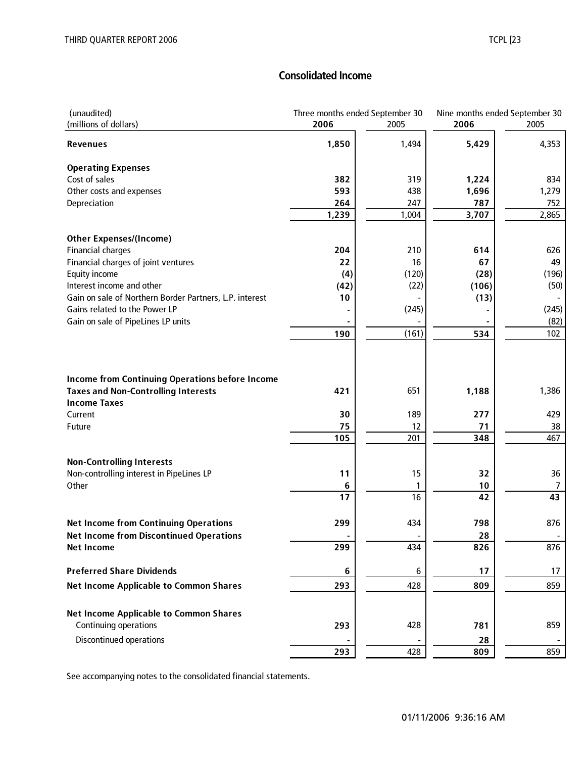## Consolidated Income

| (unaudited)<br>(millions of dollars) | Three months ended September 30<br>2006 | <br>2005 | Nine months ended September 30<br>2006 | <br>2005 |
|---|---|---|---|---|
| **Revenues** | **1,850** | 1,494 | **5,429** | 4,353 |
| **Operating Expenses** | | | | |
| Cost of sales | **382** | 319 | **1,224** | 834 |
| Other costs and expenses | **593** | 438 | **1,696** | 1,279 |
| Depreciation | **264** | 247 | **787** | 752 |
| | **1,239** | 1,004 | **3,707** | 2,865 |
| **Other Expenses/(Income)** | | | | |
| Financial charges | **204** | 210 | **614** | 626 |
| Financial charges of joint ventures | **22** | 16 | **67** | 49 |
| Equity income | **(4)** | (120) | **(28)** | (196) |
| Interest income and other | **(42)** | (22) | **(106)** | (50) |
| Gain on sale of Northern Border Partners, L.P. interest | **10** | - | **(13)** | - |
| Gains related to the Power LP | **-** | (245) | **-** | (245) |
| Gain on sale of PipeLines LP units | **-** | - | **-** | (82) |
| | **190** | (161) | **534** | 102 |
| **Income from Continuing Operations before Income Taxes and Non-Controlling Interests** | **421** | 651 | **1,188** | 1,386 |
| **Income Taxes** | | | | |
| Current | **30** | 189 | **277** | 429 |
| Future | **75** | 12 | **71** | 38 |
| | **105** | 201 | **348** | 467 |
| **Non-Controlling Interests** | | | | |
| Non-controlling interest in PipeLines LP | **11** | 15 | **32** | 36 |
| Other | **6** | 1 | **10** | 7 |
| | **17** | 16 | **42** | **43** |
| **Net Income from Continuing Operations** | **299** | 434 | **798** | 876 |
| **Net Income from Discontinued Operations** | **-** | - | **28** | - |
| **Net Income** | **299** | 434 | **826** | 876 |
| **Preferred Share Dividends** | **6** | 6 | **17** | 17 |
| **Net Income Applicable to Common Shares** | **293** | 428 | **809** | 859 |
| **Net Income Applicable to Common Shares** | | | | |
| Continuing operations | **293** | 428 | **781** | 859 |
| Discontinued operations | **-** | - | **28** | - |
| | **293** | 428 | **809** | 859 |

See accompanying notes to the consolidated financial statements.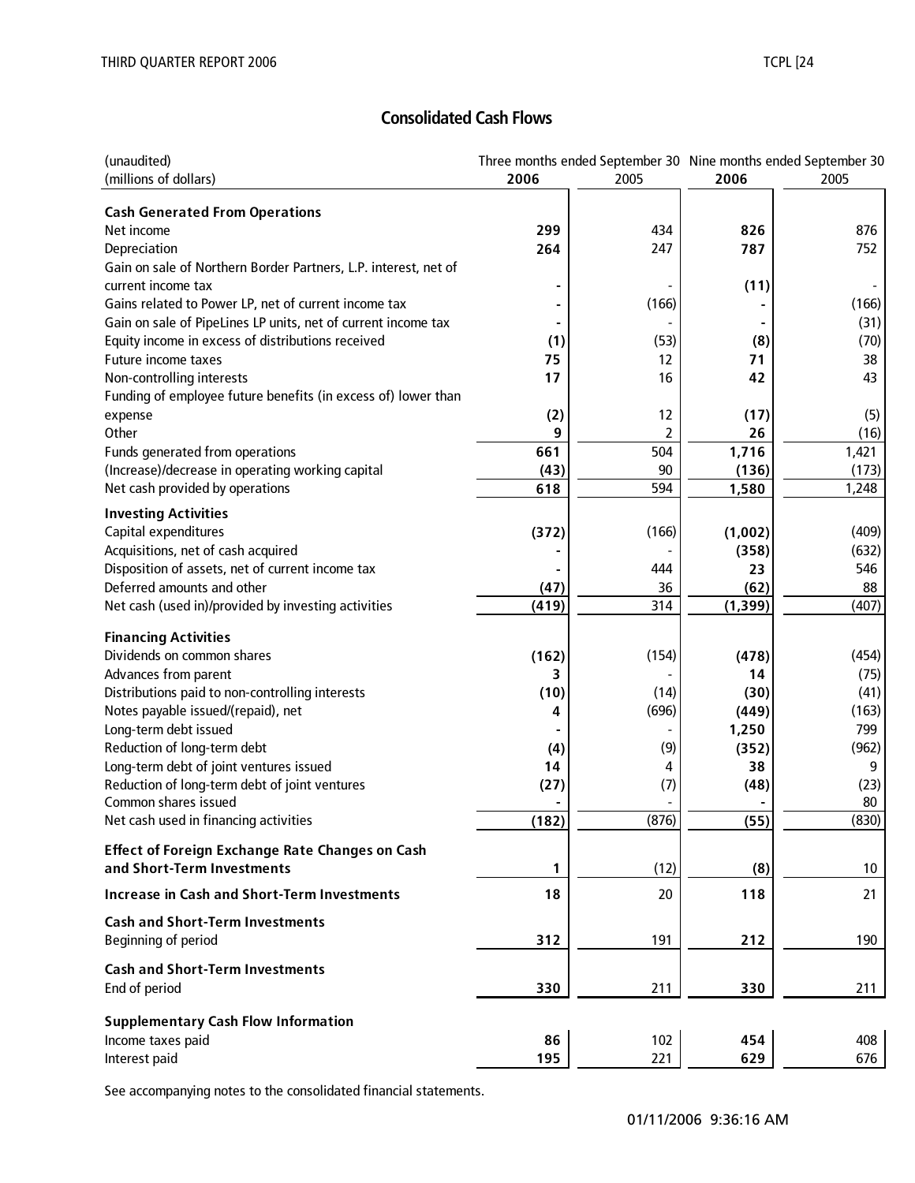## Consolidated Cash Flows

| (unaudited)<br>(millions of dollars) | Three months ended September 30 2006 | 2005 | Nine months ended September 30 2006 | 2005 |
|---|---|---|---|---|
| **Cash Generated From Operations** | | | | |
| Net income | **299** | 434 | **826** | 876 |
| Depreciation | **264** | 247 | **787** | 752 |
| Gain on sale of Northern Border Partners, L.P. interest, net of current income tax | **-** | - | **(11)** | - |
| Gains related to Power LP, net of current income tax | **-** | (166) | **-** | (166) |
| Gain on sale of PipeLines LP units, net of current income tax | **-** | - | **-** | (31) |
| Equity income in excess of distributions received | **(1)** | (53) | **(8)** | (70) |
| Future income taxes | **75** | 12 | **71** | 38 |
| Non-controlling interests | **17** | 16 | **42** | 43 |
| Funding of employee future benefits (in excess of) lower than expense | **(2)** | 12 | **(17)** | (5) |
| Other | **9** | 2 | **26** | (16) |
| Funds generated from operations | **661** | 504 | **1,716** | 1,421 |
| (Increase)/decrease in operating working capital | **(43)** | 90 | **(136)** | (173) |
| Net cash provided by operations | **618** | 594 | **1,580** | 1,248 |
| **Investing Activities** | | | | |
| Capital expenditures | **(372)** | (166) | **(1,002)** | (409) |
| Acquisitions, net of cash acquired | **-** | - | **(358)** | (632) |
| Disposition of assets, net of current income tax | **-** | 444 | **23** | 546 |
| Deferred amounts and other | **(47)** | 36 | **(62)** | 88 |
| Net cash (used in)/provided by investing activities | **(419)** | 314 | **(1,399)** | (407) |
| **Financing Activities** | | | | |
| Dividends on common shares | **(162)** | (154) | **(478)** | (454) |
| Advances from parent | **3** | - | **14** | (75) |
| Distributions paid to non-controlling interests | **(10)** | (14) | **(30)** | (41) |
| Notes payable issued/(repaid), net | **4** | (696) | **(449)** | (163) |
| Long-term debt issued | **-** | - | **1,250** | 799 |
| Reduction of long-term debt | **(4)** | (9) | **(352)** | (962) |
| Long-term debt of joint ventures issued | **14** | 4 | **38** | 9 |
| Reduction of long-term debt of joint ventures | **(27)** | (7) | **(48)** | (23) |
| Common shares issued | **-** | - | **-** | 80 |
| Net cash used in financing activities | **(182)** | (876) | **(55)** | (830) |
| **Effect of Foreign Exchange Rate Changes on Cash and Short-Term Investments** | **1** | (12) | **(8)** | 10 |
| **Increase in Cash and Short-Term Investments** | **18** | 20 | **118** | 21 |
| **Cash and Short-Term Investments**<br>Beginning of period | **312** | 191 | **212** | 190 |
| **Cash and Short-Term Investments**<br>End of period | **330** | 211 | **330** | 211 |
| **Supplementary Cash Flow Information** | | | | |
| Income taxes paid | **86** | 102 | **454** | 408 |
| Interest paid | **195** | 221 | **629** | 676 |

See accompanying notes to the consolidated financial statements.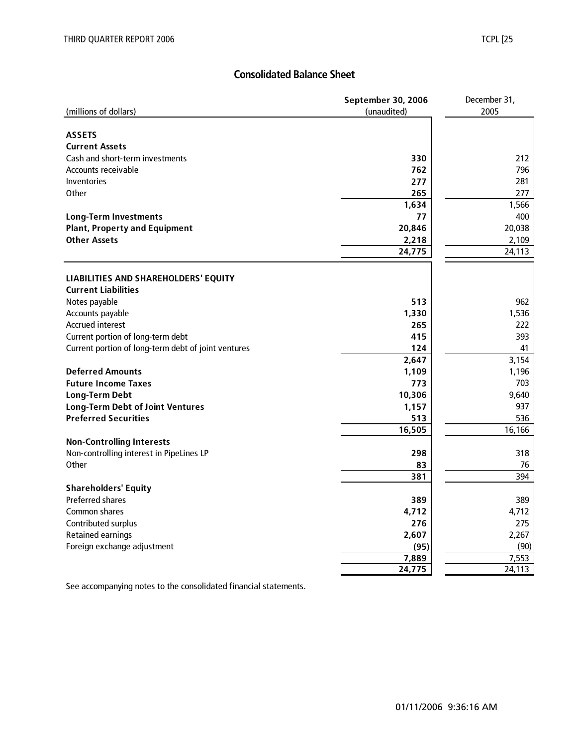## Consolidated Balance Sheet

| (millions of dollars) | September 30, 2006 (unaudited) | December 31, 2005 |
|---|---|---|
| **ASSETS** | | |
| **Current Assets** | | |
| Cash and short-term investments | **330** | 212 |
| Accounts receivable | **762** | 796 |
| Inventories | **277** | 281 |
| Other | **265** | 277 |
| | **1,634** | 1,566 |
| **Long-Term Investments** | **77** | 400 |
| **Plant, Property and Equipment** | **20,846** | 20,038 |
| **Other Assets** | **2,218** | 2,109 |
| | **24,775** | 24,113 |
| **LIABILITIES AND SHAREHOLDERS' EQUITY** | | |
| **Current Liabilities** | | |
| Notes payable | **513** | 962 |
| Accounts payable | **1,330** | 1,536 |
| Accrued interest | **265** | 222 |
| Current portion of long-term debt | **415** | 393 |
| Current portion of long-term debt of joint ventures | **124** | 41 |
| | **2,647** | 3,154 |
| **Deferred Amounts** | **1,109** | 1,196 |
| **Future Income Taxes** | **773** | 703 |
| **Long-Term Debt** | **10,306** | 9,640 |
| **Long-Term Debt of Joint Ventures** | **1,157** | 937 |
| **Preferred Securities** | **513** | 536 |
| | **16,505** | 16,166 |
| **Non-Controlling Interests** | | |
| Non-controlling interest in PipeLines LP | **298** | 318 |
| Other | **83** | 76 |
| | **381** | 394 |
| **Shareholders' Equity** | | |
| Preferred shares | **389** | 389 |
| Common shares | **4,712** | 4,712 |
| Contributed surplus | **276** | 275 |
| Retained earnings | **2,607** | 2,267 |
| Foreign exchange adjustment | **(95)** | (90) |
| | **7,889** | 7,553 |
| | **24,775** | 24,113 |

See accompanying notes to the consolidated financial statements.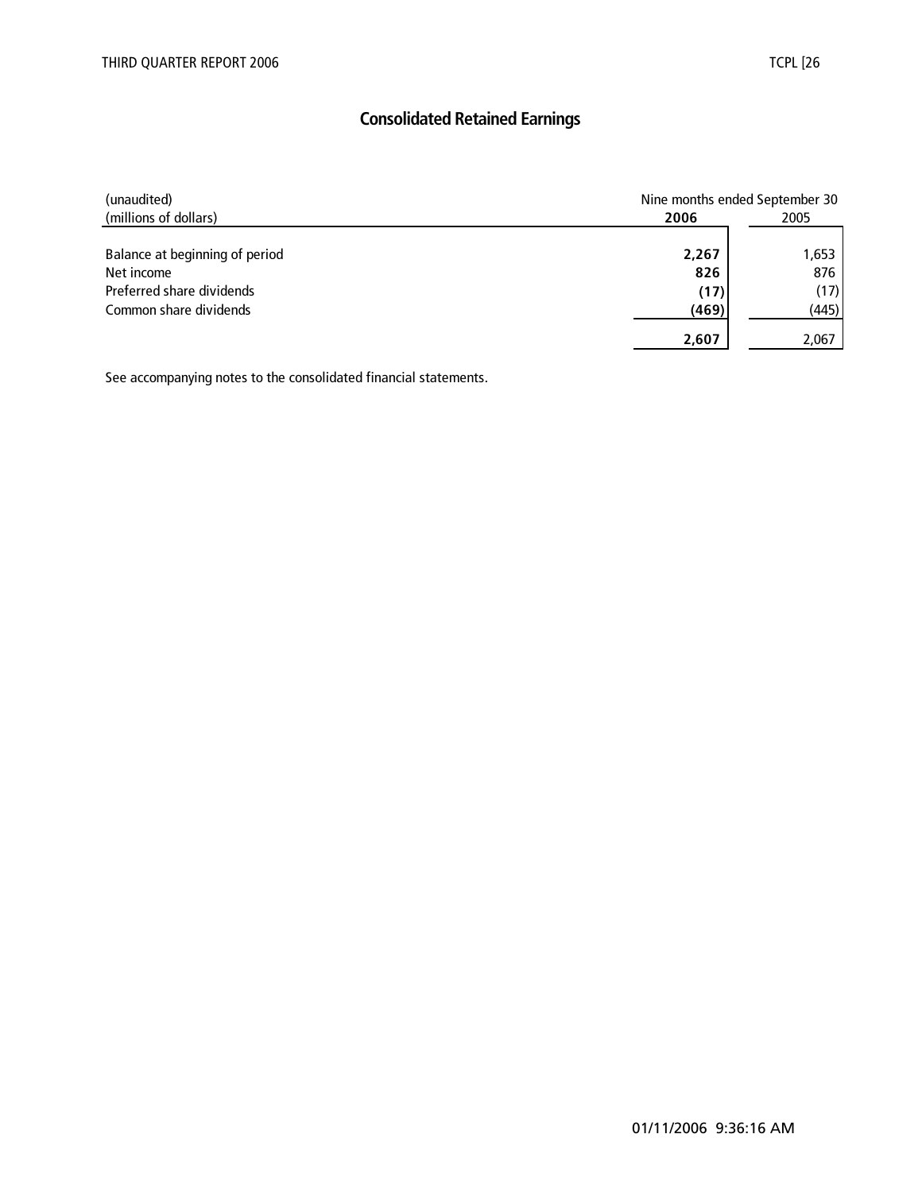# Consolidated Retained Earnings

| (unaudited) (millions of dollars) | Nine months ended September 30 | |
|---|---|---|
| | **2006** | 2005 |
| Balance at beginning of period | **2,267** | 1,653 |
| Net income | **826** | 876 |
| Preferred share dividends | **(17)** | (17) |
| Common share dividends | **(469)** | (445) |
| | **2,607** | 2,067 |

See accompanying notes to the consolidated financial statements.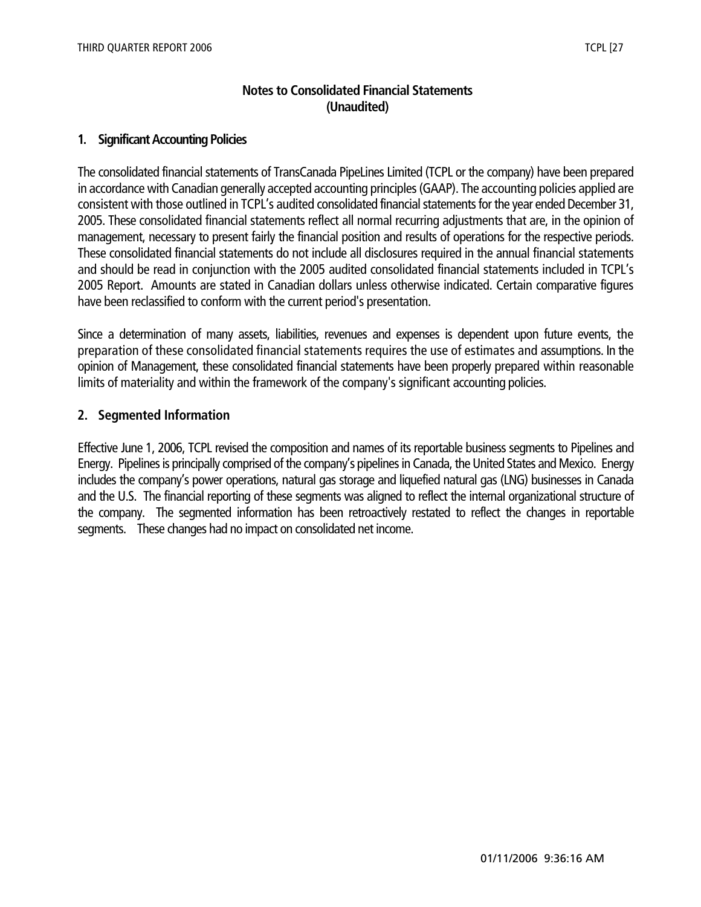# Notes to Consolidated Financial Statements
# (Unaudited)

## 1. Significant Accounting Policies

The consolidated financial statements of TransCanada PipeLines Limited (TCPL or the company) have been prepared in accordance with Canadian generally accepted accounting principles (GAAP). The accounting policies applied are consistent with those outlined in TCPL's audited consolidated financial statements for the year ended December 31, 2005. These consolidated financial statements reflect all normal recurring adjustments that are, in the opinion of management, necessary to present fairly the financial position and results of operations for the respective periods. These consolidated financial statements do not include all disclosures required in the annual financial statements and should be read in conjunction with the 2005 audited consolidated financial statements included in TCPL's 2005 Report. Amounts are stated in Canadian dollars unless otherwise indicated. Certain comparative figures have been reclassified to conform with the current period's presentation.

Since a determination of many assets, liabilities, revenues and expenses is dependent upon future events, the preparation of these consolidated financial statements requires the use of estimates and assumptions. In the opinion of Management, these consolidated financial statements have been properly prepared within reasonable limits of materiality and within the framework of the company's significant accounting policies.

## 2. Segmented Information

Effective June 1, 2006, TCPL revised the composition and names of its reportable business segments to Pipelines and Energy. Pipelines is principally comprised of the company's pipelines in Canada, the United States and Mexico. Energy includes the company's power operations, natural gas storage and liquefied natural gas (LNG) businesses in Canada and the U.S. The financial reporting of these segments was aligned to reflect the internal organizational structure of the company. The segmented information has been retroactively restated to reflect the changes in reportable segments. These changes had no impact on consolidated net income.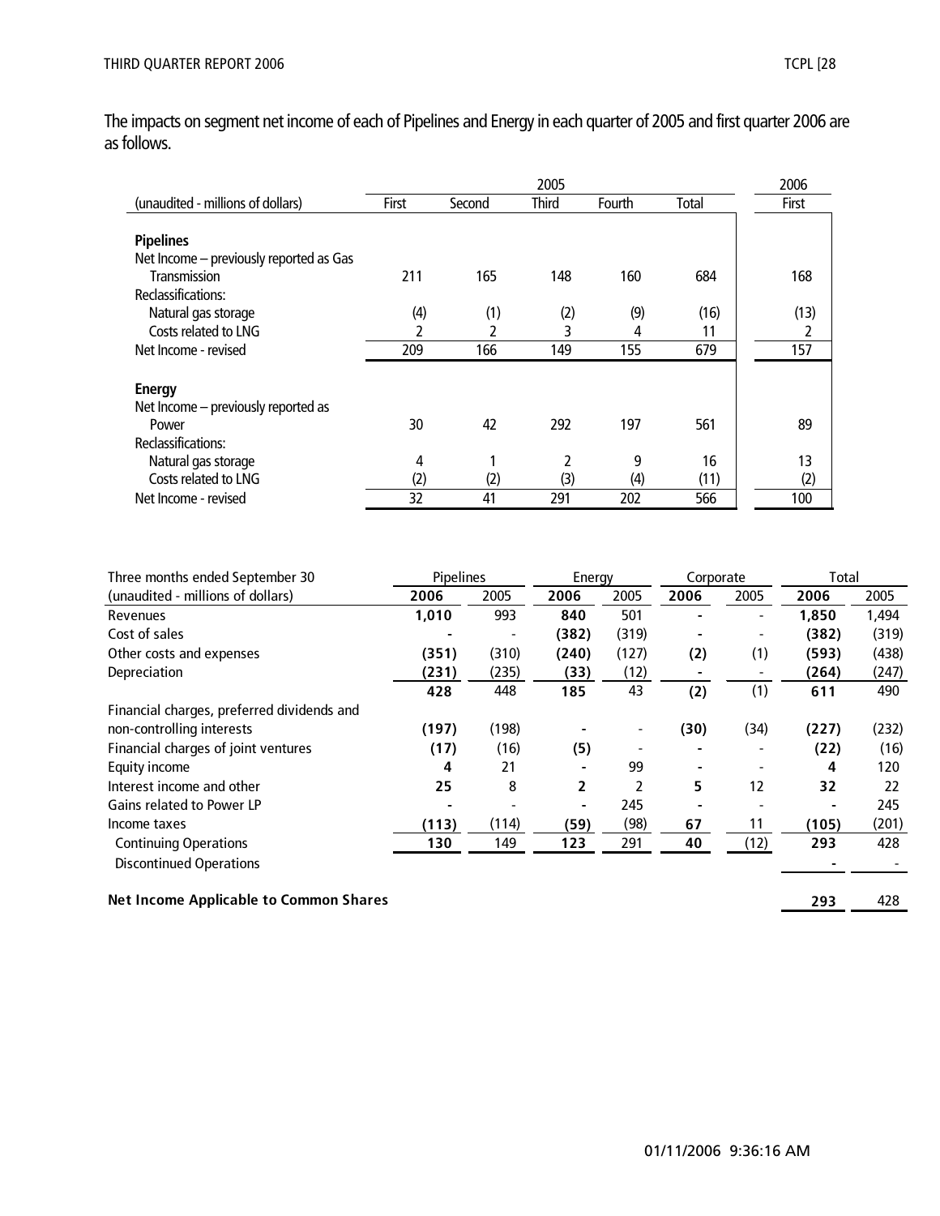The impacts on segment net income of each of Pipelines and Energy in each quarter of 2005 and first quarter 2006 are as follows.

| (unaudited - millions of dollars) | 2005 First | 2005 Second | 2005 Third | 2005 Fourth | 2005 Total | 2006 First |
|---|---|---|---|---|---|---|
| **Pipelines** | | | | | | |
| Net Income – previously reported as Gas Transmission | 211 | 165 | 148 | 160 | 684 | 168 |
| Reclassifications: | | | | | | |
| Natural gas storage | (4) | (1) | (2) | (9) | (16) | (13) |
| Costs related to LNG | 2 | 2 | 3 | 4 | 11 | 2 |
| Net Income - revised | 209 | 166 | 149 | 155 | 679 | 157 |
| **Energy** | | | | | | |
| Net Income – previously reported as Power | 30 | 42 | 292 | 197 | 561 | 89 |
| Reclassifications: | | | | | | |
| Natural gas storage | 4 | 1 | 2 | 9 | 16 | 13 |
| Costs related to LNG | (2) | (2) | (3) | (4) | (11) | (2) |
| Net Income - revised | 32 | 41 | 291 | 202 | 566 | 100 |

| Three months ended September 30 | Pipelines | | Energy | | Corporate | | Total | |
|---|---|---|---|---|---|---|---|---|
| (unaudited - millions of dollars) | **2006** | 2005 | **2006** | 2005 | **2006** | 2005 | **2006** | 2005 |
| Revenues | **1,010** | 993 | **840** | 501 | **-** | - | **1,850** | 1,494 |
| Cost of sales | **-** | - | **(382)** | (319) | **-** | - | **(382)** | (319) |
| Other costs and expenses | **(351)** | (310) | **(240)** | (127) | **(2)** | (1) | **(593)** | (438) |
| Depreciation | **(231)** | (235) | **(33)** | (12) | **-** | - | **(264)** | (247) |
| | **428** | 448 | **185** | 43 | **(2)** | (1) | **611** | 490 |
| Financial charges, preferred dividends and non-controlling interests | **(197)** | (198) | **-** | - | **(30)** | (34) | **(227)** | (232) |
| Financial charges of joint ventures | **(17)** | (16) | **(5)** | - | **-** | - | **(22)** | (16) |
| Equity income | **4** | 21 | **-** | 99 | **-** | - | **4** | 120 |
| Interest income and other | **25** | 8 | **2** | 2 | **5** | 12 | **32** | 22 |
| Gains related to Power LP | **-** | - | **-** | 245 | **-** | - | **-** | 245 |
| Income taxes | **(113)** | (114) | **(59)** | (98) | **67** | 11 | **(105)** | (201) |
| Continuing Operations | **130** | 149 | **123** | 291 | **40** | (12) | **293** | 428 |
| Discontinued Operations | | | | | | | **-** | - |
| **Net Income Applicable to Common Shares** | | | | | | | **293** | 428 |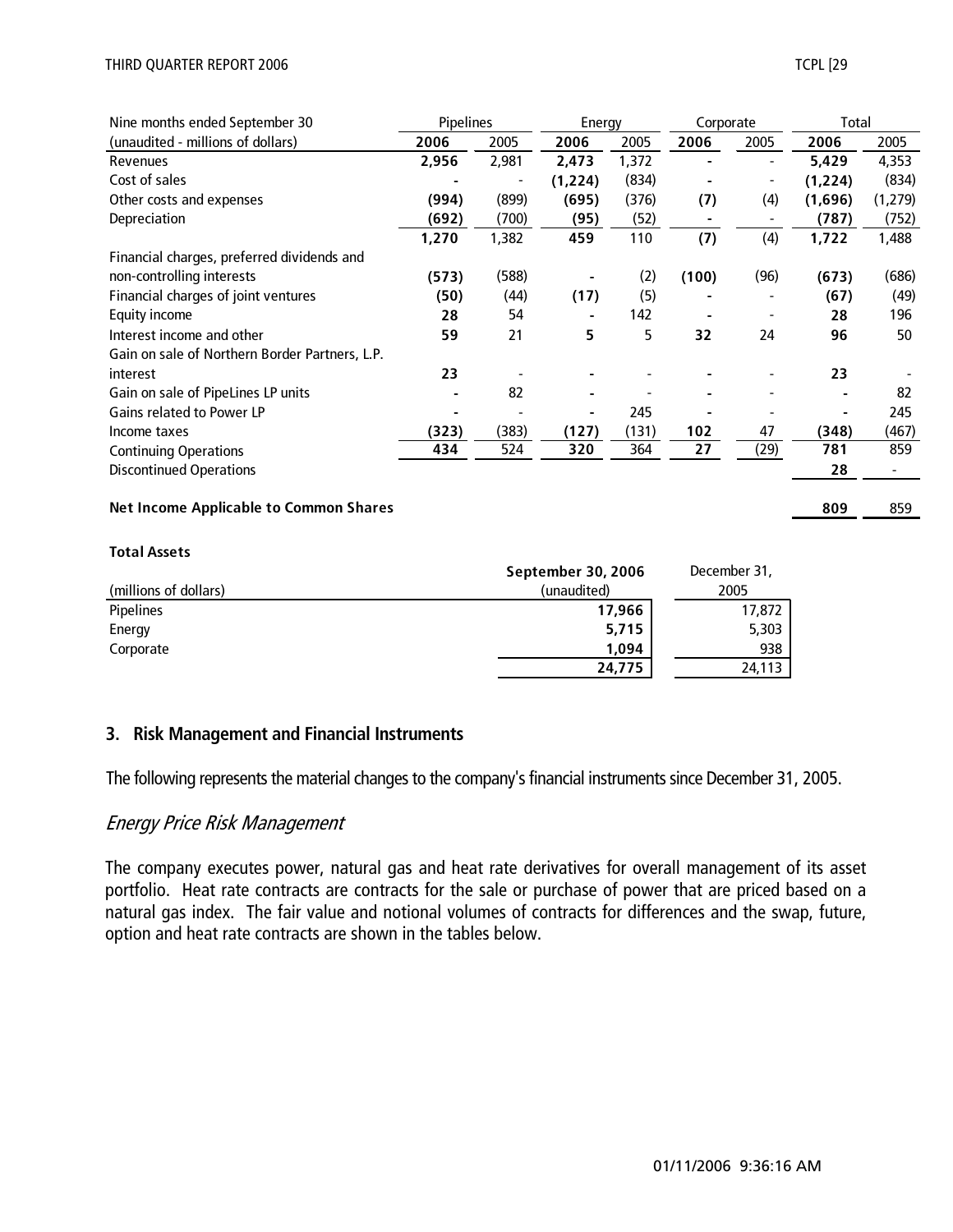| Nine months ended September 30 | Pipelines | | Energy | | Corporate | | Total | |
|---|---|---|---|---|---|---|---|---|
| (unaudited - millions of dollars) | **2006** | 2005 | **2006** | 2005 | **2006** | 2005 | **2006** | 2005 |
| Revenues | **2,956** | 2,981 | **2,473** | 1,372 | **-** | - | **5,429** | 4,353 |
| Cost of sales | **-** | - | **(1,224)** | (834) | **-** | - | **(1,224)** | (834) |
| Other costs and expenses | **(994)** | (899) | **(695)** | (376) | **(7)** | (4) | **(1,696)** | (1,279) |
| Depreciation | **(692)** | (700) | **(95)** | (52) | **-** | - | **(787)** | (752) |
| | **1,270** | 1,382 | **459** | 110 | **(7)** | (4) | **1,722** | 1,488 |
| Financial charges, preferred dividends and non-controlling interests | **(573)** | (588) | **-** | (2) | **(100)** | (96) | **(673)** | (686) |
| Financial charges of joint ventures | **(50)** | (44) | **(17)** | (5) | **-** | - | **(67)** | (49) |
| Equity income | **28** | 54 | **-** | 142 | **-** | - | **28** | 196 |
| Interest income and other | **59** | 21 | **5** | 5 | **32** | 24 | **96** | 50 |
| Gain on sale of Northern Border Partners, L.P. interest | **23** | - | **-** | - | **-** | - | **23** | - |
| Gain on sale of PipeLines LP units | **-** | 82 | **-** | - | **-** | - | **-** | 82 |
| Gains related to Power LP | **-** | - | **-** | 245 | **-** | - | **-** | 245 |
| Income taxes | **(323)** | (383) | **(127)** | (131) | **102** | 47 | **(348)** | (467) |
| Continuing Operations | **434** | 524 | **320** | 364 | **27** | (29) | **781** | 859 |
| Discontinued Operations | | | | | | | **28** | - |
| **Net Income Applicable to Common Shares** | | | | | | | **809** | 859 |

**Total Assets**

| (millions of dollars) | **September 30, 2006** (unaudited) | December 31, 2005 |
|---|---|---|
| Pipelines | **17,966** | 17,872 |
| Energy | **5,715** | 5,303 |
| Corporate | **1,094** | 938 |
| | **24,775** | 24,113 |

## 3. Risk Management and Financial Instruments

The following represents the material changes to the company's financial instruments since December 31, 2005.

### *Energy Price Risk Management*

The company executes power, natural gas and heat rate derivatives for overall management of its asset portfolio. Heat rate contracts are contracts for the sale or purchase of power that are priced based on a natural gas index. The fair value and notional volumes of contracts for differences and the swap, future, option and heat rate contracts are shown in the tables below.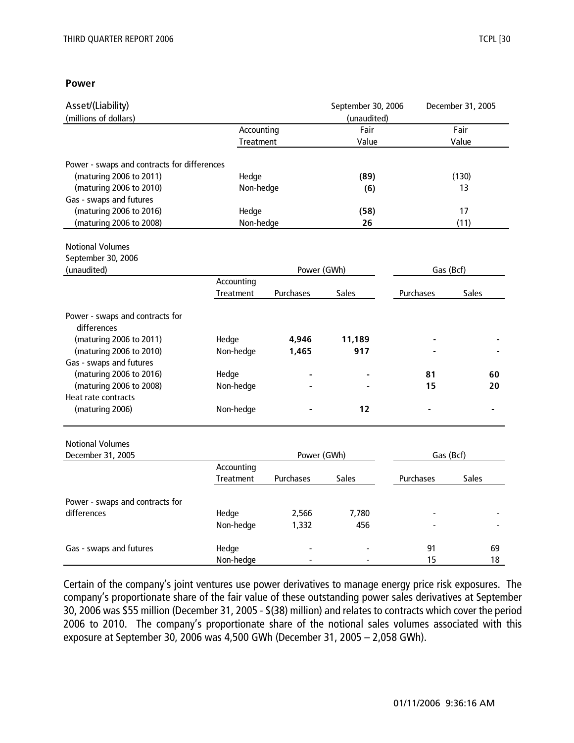## Power

| Asset/(Liability) (millions of dollars) | Accounting Treatment | September 30, 2006 (unaudited) Fair Value | December 31, 2005 Fair Value |
|---|---|---|---|
| Power - swaps and contracts for differences | | | |
| (maturing 2006 to 2011) | Hedge | **(89)** | (130) |
| (maturing 2006 to 2010) | Non-hedge | **(6)** | 13 |
| Gas - swaps and futures | | | |
| (maturing 2006 to 2016) | Hedge | **(58)** | 17 |
| (maturing 2006 to 2008) | Non-hedge | **26** | (11) |

| Notional Volumes September 30, 2006 (unaudited) | Accounting Treatment | Power (GWh) Purchases | Power (GWh) Sales | Gas (Bcf) Purchases | Gas (Bcf) Sales |
|---|---|---|---|---|---|
| Power - swaps and contracts for differences | | | | | |
| (maturing 2006 to 2011) | Hedge | **4,946** | **11,189** | **-** | **-** |
| (maturing 2006 to 2010) | Non-hedge | **1,465** | **917** | **-** | **-** |
| Gas - swaps and futures | | | | | |
| (maturing 2006 to 2016) | Hedge | **-** | **-** | **81** | **60** |
| (maturing 2006 to 2008) | Non-hedge | **-** | **-** | **15** | **20** |
| Heat rate contracts | | | | | |
| (maturing 2006) | Non-hedge | **-** | **12** | **-** | **-** |

| Notional Volumes December 31, 2005 | Accounting Treatment | Power (GWh) Purchases | Power (GWh) Sales | Gas (Bcf) Purchases | Gas (Bcf) Sales |
|---|---|---|---|---|---|
| Power - swaps and contracts for differences | Hedge | 2,566 | 7,780 | - | - |
| | Non-hedge | 1,332 | 456 | - | - |
| Gas - swaps and futures | Hedge | - | - | 91 | 69 |
| | Non-hedge | - | - | 15 | 18 |

Certain of the company's joint ventures use power derivatives to manage energy price risk exposures. The company's proportionate share of the fair value of these outstanding power sales derivatives at September 30, 2006 was $55 million (December 31, 2005 - $(38) million) and relates to contracts which cover the period 2006 to 2010. The company's proportionate share of the notional sales volumes associated with this exposure at September 30, 2006 was 4,500 GWh (December 31, 2005 – 2,058 GWh).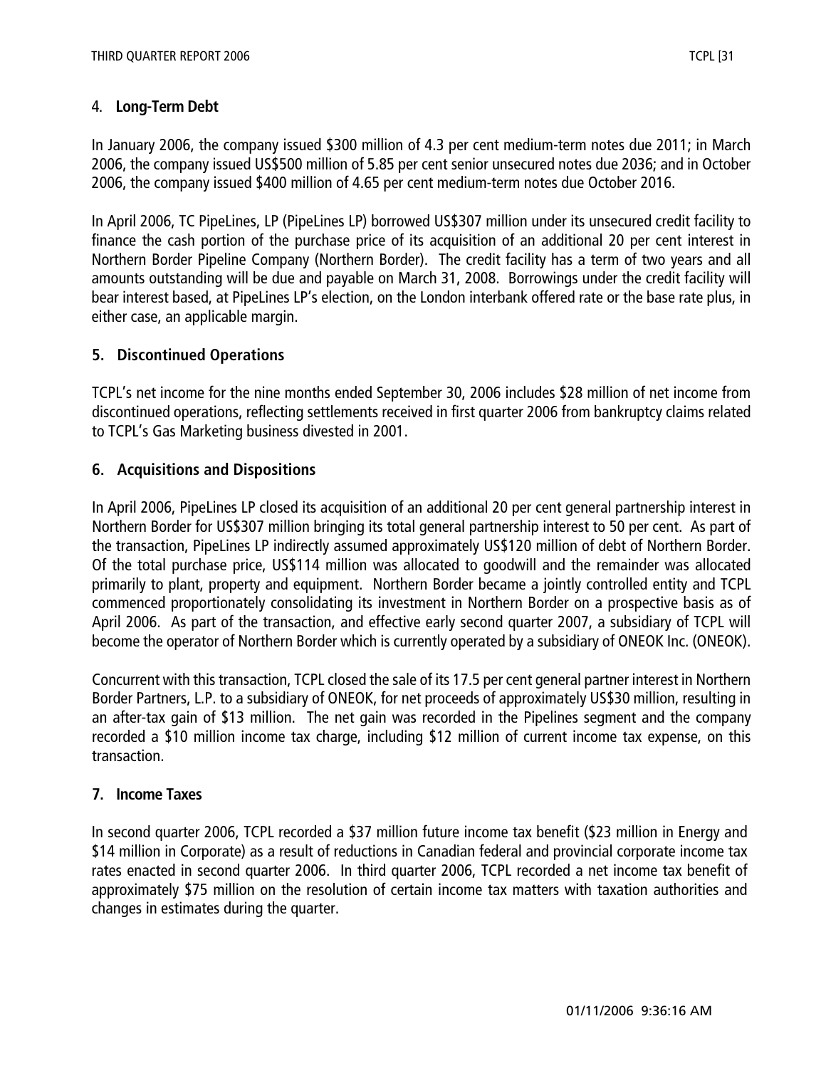## 4. Long-Term Debt

In January 2006, the company issued $300 million of 4.3 per cent medium-term notes due 2011; in March 2006, the company issued US$500 million of 5.85 per cent senior unsecured notes due 2036; and in October 2006, the company issued $400 million of 4.65 per cent medium-term notes due October 2016.

In April 2006, TC PipeLines, LP (PipeLines LP) borrowed US$307 million under its unsecured credit facility to finance the cash portion of the purchase price of its acquisition of an additional 20 per cent interest in Northern Border Pipeline Company (Northern Border). The credit facility has a term of two years and all amounts outstanding will be due and payable on March 31, 2008. Borrowings under the credit facility will bear interest based, at PipeLines LP's election, on the London interbank offered rate or the base rate plus, in either case, an applicable margin.

## 5. Discontinued Operations

TCPL's net income for the nine months ended September 30, 2006 includes $28 million of net income from discontinued operations, reflecting settlements received in first quarter 2006 from bankruptcy claims related to TCPL's Gas Marketing business divested in 2001.

## 6. Acquisitions and Dispositions

In April 2006, PipeLines LP closed its acquisition of an additional 20 per cent general partnership interest in Northern Border for US$307 million bringing its total general partnership interest to 50 per cent. As part of the transaction, PipeLines LP indirectly assumed approximately US$120 million of debt of Northern Border. Of the total purchase price, US$114 million was allocated to goodwill and the remainder was allocated primarily to plant, property and equipment. Northern Border became a jointly controlled entity and TCPL commenced proportionately consolidating its investment in Northern Border on a prospective basis as of April 2006. As part of the transaction, and effective early second quarter 2007, a subsidiary of TCPL will become the operator of Northern Border which is currently operated by a subsidiary of ONEOK Inc. (ONEOK).

Concurrent with this transaction, TCPL closed the sale of its 17.5 per cent general partner interest in Northern Border Partners, L.P. to a subsidiary of ONEOK, for net proceeds of approximately US$30 million, resulting in an after-tax gain of $13 million. The net gain was recorded in the Pipelines segment and the company recorded a $10 million income tax charge, including $12 million of current income tax expense, on this transaction.

## 7. Income Taxes

In second quarter 2006, TCPL recorded a $37 million future income tax benefit ($23 million in Energy and $14 million in Corporate) as a result of reductions in Canadian federal and provincial corporate income tax rates enacted in second quarter 2006. In third quarter 2006, TCPL recorded a net income tax benefit of approximately $75 million on the resolution of certain income tax matters with taxation authorities and changes in estimates during the quarter.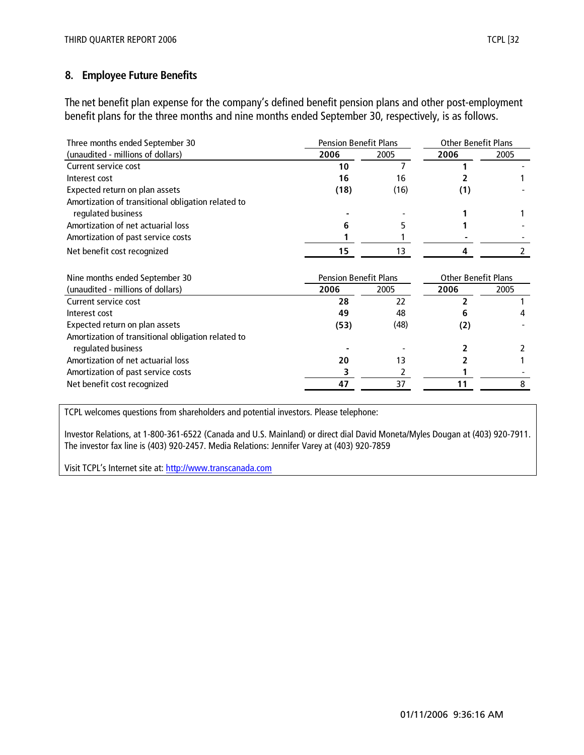## 8. Employee Future Benefits

The net benefit plan expense for the company's defined benefit pension plans and other post-employment benefit plans for the three months and nine months ended September 30, respectively, is as follows.

| Three months ended September 30 | Pension Benefit Plans | | Other Benefit Plans | |
|---|---|---|---|---|
| (unaudited - millions of dollars) | **2006** | 2005 | **2006** | 2005 |
| Current service cost | **10** | 7 | **1** | - |
| Interest cost | **16** | 16 | **2** | 1 |
| Expected return on plan assets | **(18)** | (16) | **(1)** | - |
| Amortization of transitional obligation related to regulated business | **-** | - | **1** | 1 |
| Amortization of net actuarial loss | **6** | 5 | **1** | - |
| Amortization of past service costs | **1** | 1 | **-** | - |
| Net benefit cost recognized | **15** | 13 | **4** | 2 |

| Nine months ended September 30 | Pension Benefit Plans | | Other Benefit Plans | |
|---|---|---|---|---|
| (unaudited - millions of dollars) | **2006** | 2005 | **2006** | 2005 |
| Current service cost | **28** | 22 | **2** | 1 |
| Interest cost | **49** | 48 | **6** | 4 |
| Expected return on plan assets | **(53)** | (48) | **(2)** | - |
| Amortization of transitional obligation related to regulated business | **-** | - | **2** | 2 |
| Amortization of net actuarial loss | **20** | 13 | **2** | 1 |
| Amortization of past service costs | **3** | 2 | **1** | - |
| Net benefit cost recognized | **47** | 37 | **11** | 8 |

TCPL welcomes questions from shareholders and potential investors. Please telephone:

Investor Relations, at 1-800-361-6522 (Canada and U.S. Mainland) or direct dial David Moneta/Myles Dougan at (403) 920-7911. The investor fax line is (403) 920-2457. Media Relations: Jennifer Varey at (403) 920-7859

Visit TCPL's Internet site at: http://www.transcanada.com